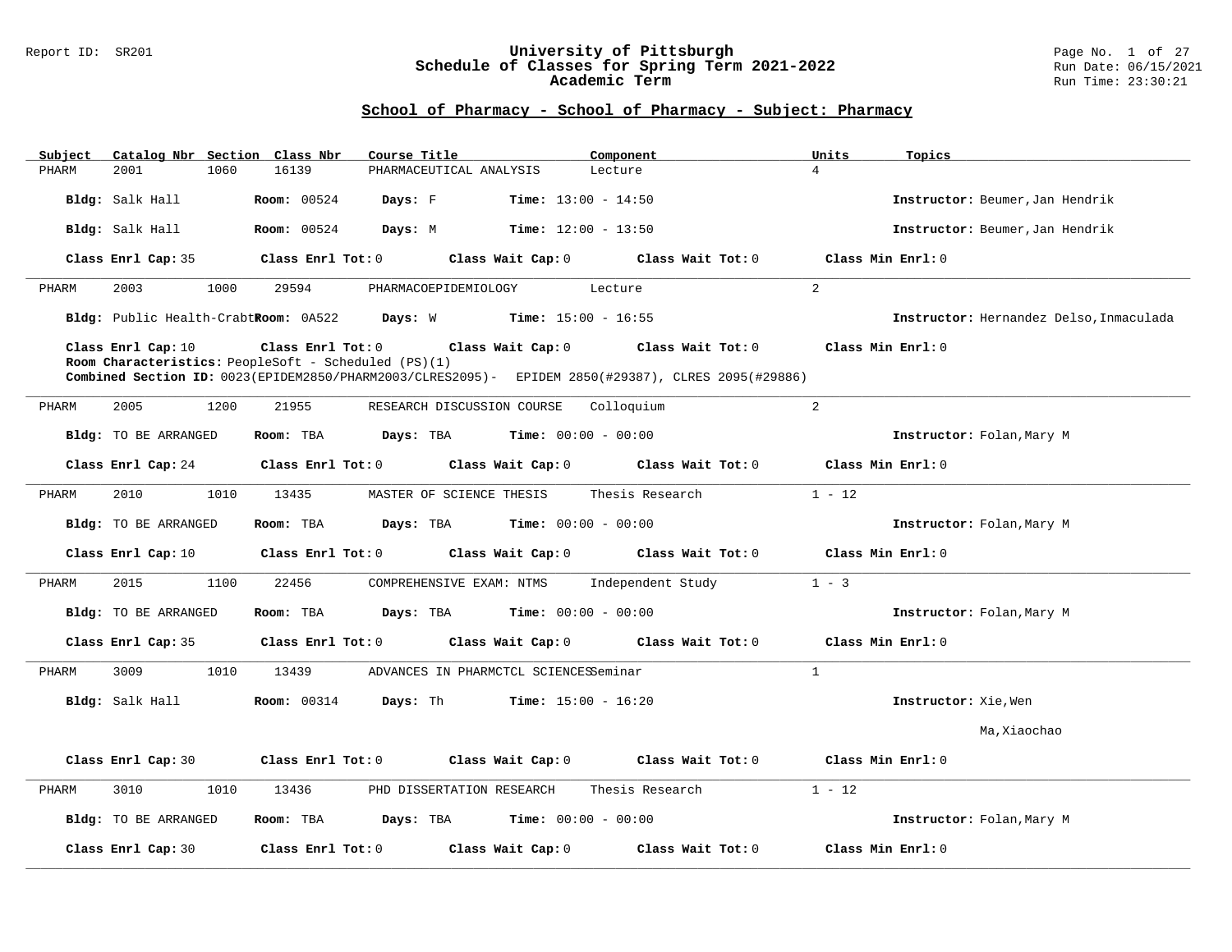# University of Pittsburgh
## Schedule of Classes for Spring Term 2021-2022
### Academic Term

Report ID: SR201

Run Date: 06/15/2021
Run Time: 23:30:21

## School of Pharmacy - School of Pharmacy - Subject: Pharmacy

| Subject | Catalog Nbr | Section | Class Nbr | Course Title | Component | Units | Topics |
|---|---|---|---|---|---|---|---|
| PHARM | 2001 | 1060 | 16139 | PHARMACEUTICAL ANALYSIS | Lecture | 4 | |

**Bldg:** Salk Hall **Room:** 00524 **Days:** F **Time:** 13:00 - 14:50 **Instructor:** Beumer,Jan Hendrik

**Bldg:** Salk Hall **Room:** 00524 **Days:** M **Time:** 12:00 - 13:50 **Instructor:** Beumer,Jan Hendrik

**Class Enrl Cap:** 35 **Class Enrl Tot:** 0 **Class Wait Cap:** 0 **Class Wait Tot:** 0 **Class Min Enrl:** 0

---

| Subject | Catalog Nbr | Section | Class Nbr | Course Title | Component | Units | Topics |
|---|---|---|---|---|---|---|---|
| PHARM | 2003 | 1000 | 29594 | PHARMACOEPIDEMIOLOGY | Lecture | 2 | |

**Bldg:** Public Health-Crabt **Room:** 0A522 **Days:** W **Time:** 15:00 - 16:55 **Instructor:** Hernandez Delso,Inmaculada

**Class Enrl Cap:** 10 **Class Enrl Tot:** 0 **Class Wait Cap:** 0 **Class Wait Tot:** 0 **Class Min Enrl:** 0

**Room Characteristics:** PeopleSoft - Scheduled (PS)(1)

**Combined Section ID:** 0023(EPIDEM2850/PHARM2003/CLRES2095)- EPIDEM 2850(#29387), CLRES 2095(#29886)

---

| Subject | Catalog Nbr | Section | Class Nbr | Course Title | Component | Units | Topics |
|---|---|---|---|---|---|---|---|
| PHARM | 2005 | 1200 | 21955 | RESEARCH DISCUSSION COURSE | Colloquium | 2 | |

**Bldg:** TO BE ARRANGED **Room:** TBA **Days:** TBA **Time:** 00:00 - 00:00 **Instructor:** Folan,Mary M

**Class Enrl Cap:** 24 **Class Enrl Tot:** 0 **Class Wait Cap:** 0 **Class Wait Tot:** 0 **Class Min Enrl:** 0

---

| Subject | Catalog Nbr | Section | Class Nbr | Course Title | Component | Units | Topics |
|---|---|---|---|---|---|---|---|
| PHARM | 2010 | 1010 | 13435 | MASTER OF SCIENCE THESIS | Thesis Research | 1 - 12 | |

**Bldg:** TO BE ARRANGED **Room:** TBA **Days:** TBA **Time:** 00:00 - 00:00 **Instructor:** Folan,Mary M

**Class Enrl Cap:** 10 **Class Enrl Tot:** 0 **Class Wait Cap:** 0 **Class Wait Tot:** 0 **Class Min Enrl:** 0

---

| Subject | Catalog Nbr | Section | Class Nbr | Course Title | Component | Units | Topics |
|---|---|---|---|---|---|---|---|
| PHARM | 2015 | 1100 | 22456 | COMPREHENSIVE EXAM: NTMS | Independent Study | 1 - 3 | |

**Bldg:** TO BE ARRANGED **Room:** TBA **Days:** TBA **Time:** 00:00 - 00:00 **Instructor:** Folan,Mary M

**Class Enrl Cap:** 35 **Class Enrl Tot:** 0 **Class Wait Cap:** 0 **Class Wait Tot:** 0 **Class Min Enrl:** 0

---

| Subject | Catalog Nbr | Section | Class Nbr | Course Title | Component | Units | Topics |
|---|---|---|---|---|---|---|---|
| PHARM | 3009 | 1010 | 13439 | ADVANCES IN PHARMCTCL SCIENCES | Seminar | 1 | |

**Bldg:** Salk Hall **Room:** 00314 **Days:** Th **Time:** 15:00 - 16:20 **Instructor:** Xie,Wen; Ma,Xiaochao

**Class Enrl Cap:** 30 **Class Enrl Tot:** 0 **Class Wait Cap:** 0 **Class Wait Tot:** 0 **Class Min Enrl:** 0

---

| Subject | Catalog Nbr | Section | Class Nbr | Course Title | Component | Units | Topics |
|---|---|---|---|---|---|---|---|
| PHARM | 3010 | 1010 | 13436 | PHD DISSERTATION RESEARCH | Thesis Research | 1 - 12 | |

**Bldg:** TO BE ARRANGED **Room:** TBA **Days:** TBA **Time:** 00:00 - 00:00 **Instructor:** Folan,Mary M

**Class Enrl Cap:** 30 **Class Enrl Tot:** 0 **Class Wait Cap:** 0 **Class Wait Tot:** 0 **Class Min Enrl:** 0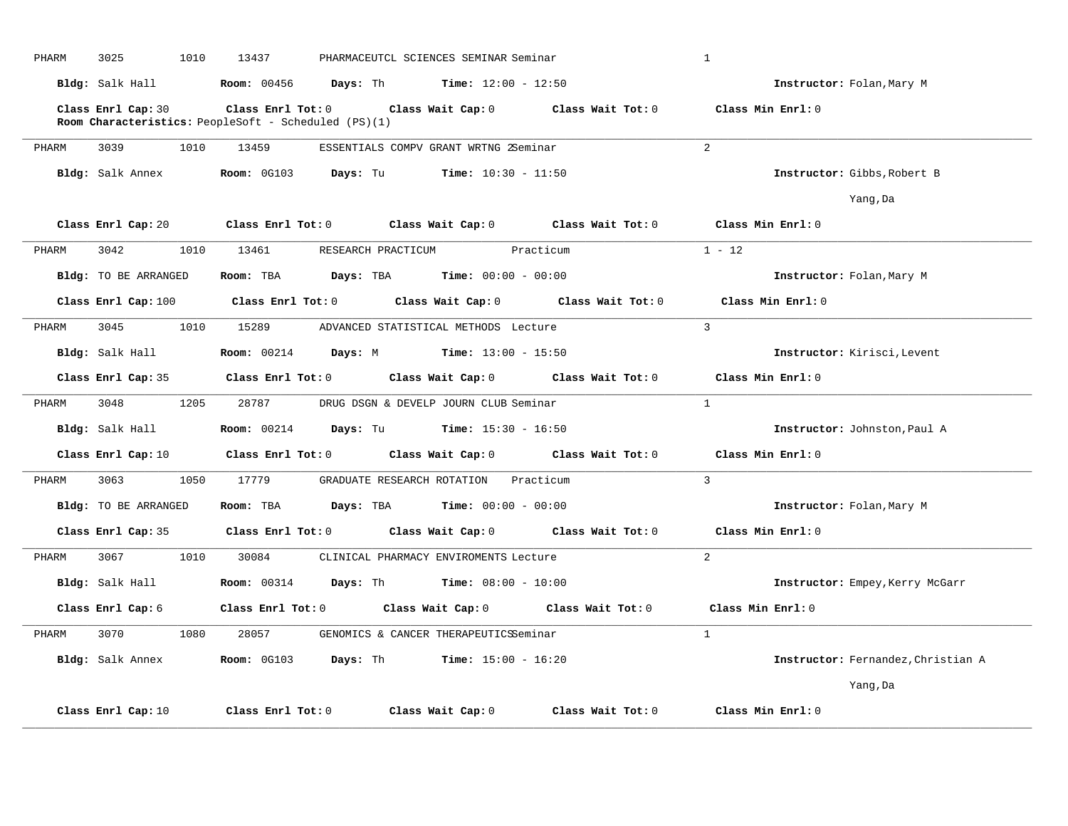PHARM 3025 1010 13437 PHARMACEUTCL SCIENCES SEMINAR Seminar 1

**Bldg:** Salk Hall **Room:** 00456 **Days:** Th **Time:** 12:00 - 12:50 **Instructor:** Folan,Mary M

**Class Enrl Cap:** 30 **Class Enrl Tot:** 0 **Class Wait Cap:** 0 **Class Wait Tot:** 0 **Class Min Enrl:** 0

**Room Characteristics:** PeopleSoft - Scheduled (PS)(1)

---

PHARM 3039 1010 13459 ESSENTIALS COMPV GRANT WRTNG 2Seminar 2

**Bldg:** Salk Annex **Room:** 0G103 **Days:** Tu **Time:** 10:30 - 11:50 **Instructor:** Gibbs,Robert B

Yang,Da

**Class Enrl Cap:** 20 **Class Enrl Tot:** 0 **Class Wait Cap:** 0 **Class Wait Tot:** 0 **Class Min Enrl:** 0

---

PHARM 3042 1010 13461 RESEARCH PRACTICUM Practicum 1 - 12

**Bldg:** TO BE ARRANGED **Room:** TBA **Days:** TBA **Time:** 00:00 - 00:00 **Instructor:** Folan,Mary M

**Class Enrl Cap:** 100 **Class Enrl Tot:** 0 **Class Wait Cap:** 0 **Class Wait Tot:** 0 **Class Min Enrl:** 0

---

PHARM 3045 1010 15289 ADVANCED STATISTICAL METHODS Lecture 3

**Bldg:** Salk Hall **Room:** 00214 **Days:** M **Time:** 13:00 - 15:50 **Instructor:** Kirisci,Levent

**Class Enrl Cap:** 35 **Class Enrl Tot:** 0 **Class Wait Cap:** 0 **Class Wait Tot:** 0 **Class Min Enrl:** 0

---

PHARM 3048 1205 28787 DRUG DSGN & DEVELP JOURN CLUB Seminar 1

**Bldg:** Salk Hall **Room:** 00214 **Days:** Tu **Time:** 15:30 - 16:50 **Instructor:** Johnston,Paul A

**Class Enrl Cap:** 10 **Class Enrl Tot:** 0 **Class Wait Cap:** 0 **Class Wait Tot:** 0 **Class Min Enrl:** 0

---

PHARM 3063 1050 17779 GRADUATE RESEARCH ROTATION Practicum 3

**Bldg:** TO BE ARRANGED **Room:** TBA **Days:** TBA **Time:** 00:00 - 00:00 **Instructor:** Folan,Mary M

**Class Enrl Cap:** 35 **Class Enrl Tot:** 0 **Class Wait Cap:** 0 **Class Wait Tot:** 0 **Class Min Enrl:** 0

---

PHARM 3067 1010 30084 CLINICAL PHARMACY ENVIROMENTS Lecture 2

**Bldg:** Salk Hall **Room:** 00314 **Days:** Th **Time:** 08:00 - 10:00 **Instructor:** Empey,Kerry McGarr

**Class Enrl Cap:** 6 **Class Enrl Tot:** 0 **Class Wait Cap:** 0 **Class Wait Tot:** 0 **Class Min Enrl:** 0

---

PHARM 3070 1080 28057 GENOMICS & CANCER THERAPEUTICSSeminar 1

**Bldg:** Salk Annex **Room:** 0G103 **Days:** Th **Time:** 15:00 - 16:20 **Instructor:** Fernandez,Christian A

Yang,Da

**Class Enrl Cap:** 10 **Class Enrl Tot:** 0 **Class Wait Cap:** 0 **Class Wait Tot:** 0 **Class Min Enrl:** 0

---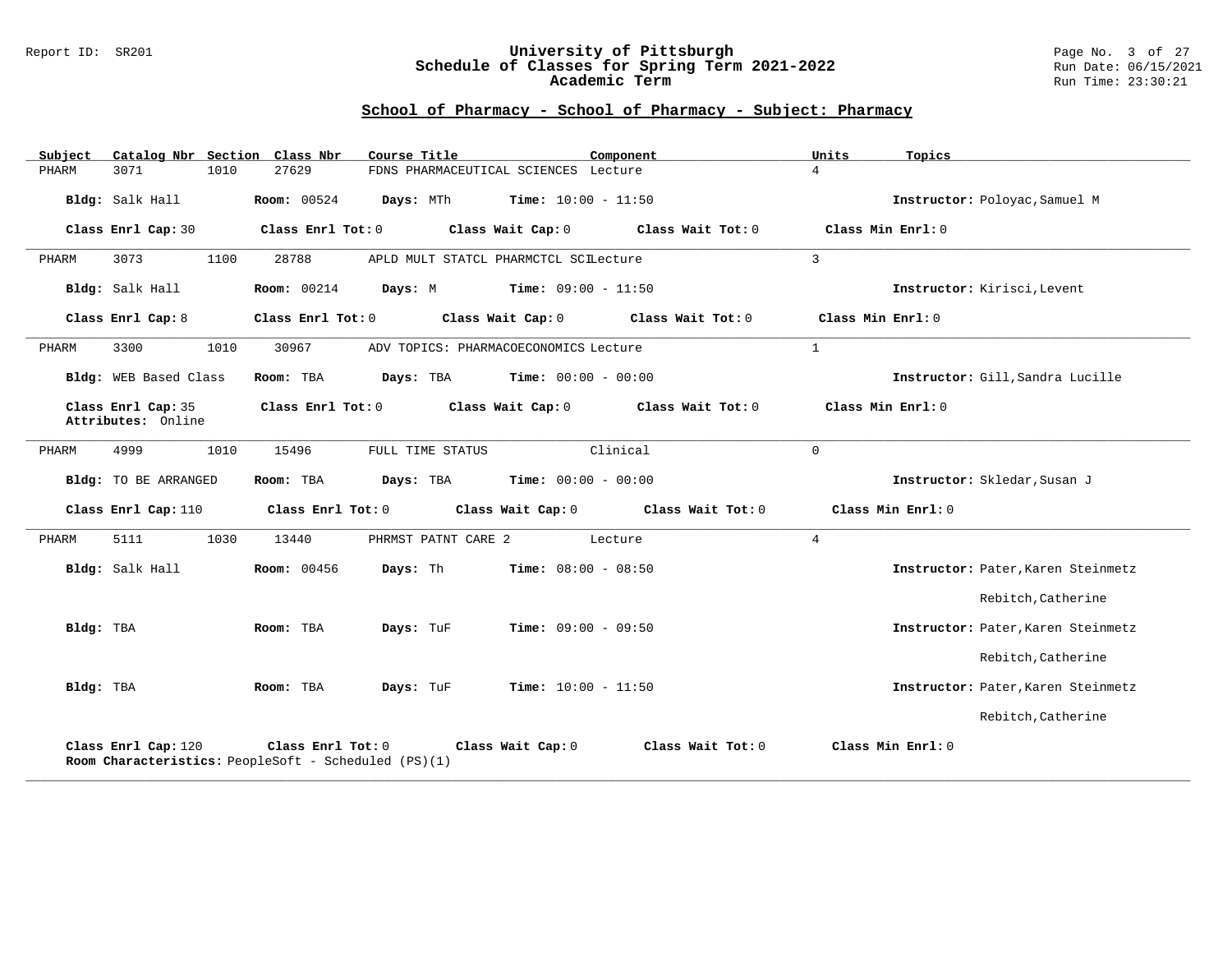## School of Pharmacy - School of Pharmacy - Subject: Pharmacy

| Subject | Catalog Nbr | Section | Class Nbr | Course Title | Component | Units | Topics |
|---|---|---|---|---|---|---|---|
| PHARM | 3071 | 1010 | 27629 | FDNS PHARMACEUTICAL SCIENCES | Lecture | 4 | |

**Bldg:** Salk Hall **Room:** 00524 **Days:** MTh **Time:** 10:00 - 11:50 **Instructor:** Poloyac,Samuel M

**Class Enrl Cap:** 30 **Class Enrl Tot:** 0 **Class Wait Cap:** 0 **Class Wait Tot:** 0 **Class Min Enrl:** 0

---

| Subject | Catalog Nbr | Section | Class Nbr | Course Title | Component | Units | Topics |
|---|---|---|---|---|---|---|---|
| PHARM | 3073 | 1100 | 28788 | APLD MULT STATCL PHARMCTCL SCI | Lecture | 3 | |

**Bldg:** Salk Hall **Room:** 00214 **Days:** M **Time:** 09:00 - 11:50 **Instructor:** Kirisci,Levent

**Class Enrl Cap:** 8 **Class Enrl Tot:** 0 **Class Wait Cap:** 0 **Class Wait Tot:** 0 **Class Min Enrl:** 0

---

| Subject | Catalog Nbr | Section | Class Nbr | Course Title | Component | Units | Topics |
|---|---|---|---|---|---|---|---|
| PHARM | 3300 | 1010 | 30967 | ADV TOPICS: PHARMACOECONOMICS | Lecture | 1 | |

**Bldg:** WEB Based Class **Room:** TBA **Days:** TBA **Time:** 00:00 - 00:00 **Instructor:** Gill,Sandra Lucille

**Class Enrl Cap:** 35 **Class Enrl Tot:** 0 **Class Wait Cap:** 0 **Class Wait Tot:** 0 **Class Min Enrl:** 0
**Attributes:** Online

---

| Subject | Catalog Nbr | Section | Class Nbr | Course Title | Component | Units | Topics |
|---|---|---|---|---|---|---|---|
| PHARM | 4999 | 1010 | 15496 | FULL TIME STATUS | Clinical | 0 | |

**Bldg:** TO BE ARRANGED **Room:** TBA **Days:** TBA **Time:** 00:00 - 00:00 **Instructor:** Skledar,Susan J

**Class Enrl Cap:** 110 **Class Enrl Tot:** 0 **Class Wait Cap:** 0 **Class Wait Tot:** 0 **Class Min Enrl:** 0

---

| Subject | Catalog Nbr | Section | Class Nbr | Course Title | Component | Units | Topics |
|---|---|---|---|---|---|---|---|
| PHARM | 5111 | 1030 | 13440 | PHRMST PATNT CARE 2 | Lecture | 4 | |

**Bldg:** Salk Hall **Room:** 00456 **Days:** Th **Time:** 08:00 - 08:50 **Instructor:** Pater,Karen Steinmetz
Rebitch,Catherine

**Bldg:** TBA **Room:** TBA **Days:** TuF **Time:** 09:00 - 09:50 **Instructor:** Pater,Karen Steinmetz
Rebitch,Catherine

**Bldg:** TBA **Room:** TBA **Days:** TuF **Time:** 10:00 - 11:50 **Instructor:** Pater,Karen Steinmetz
Rebitch,Catherine

**Class Enrl Cap:** 120 **Class Enrl Tot:** 0 **Class Wait Cap:** 0 **Class Wait Tot:** 0 **Class Min Enrl:** 0
**Room Characteristics:** PeopleSoft - Scheduled (PS)(1)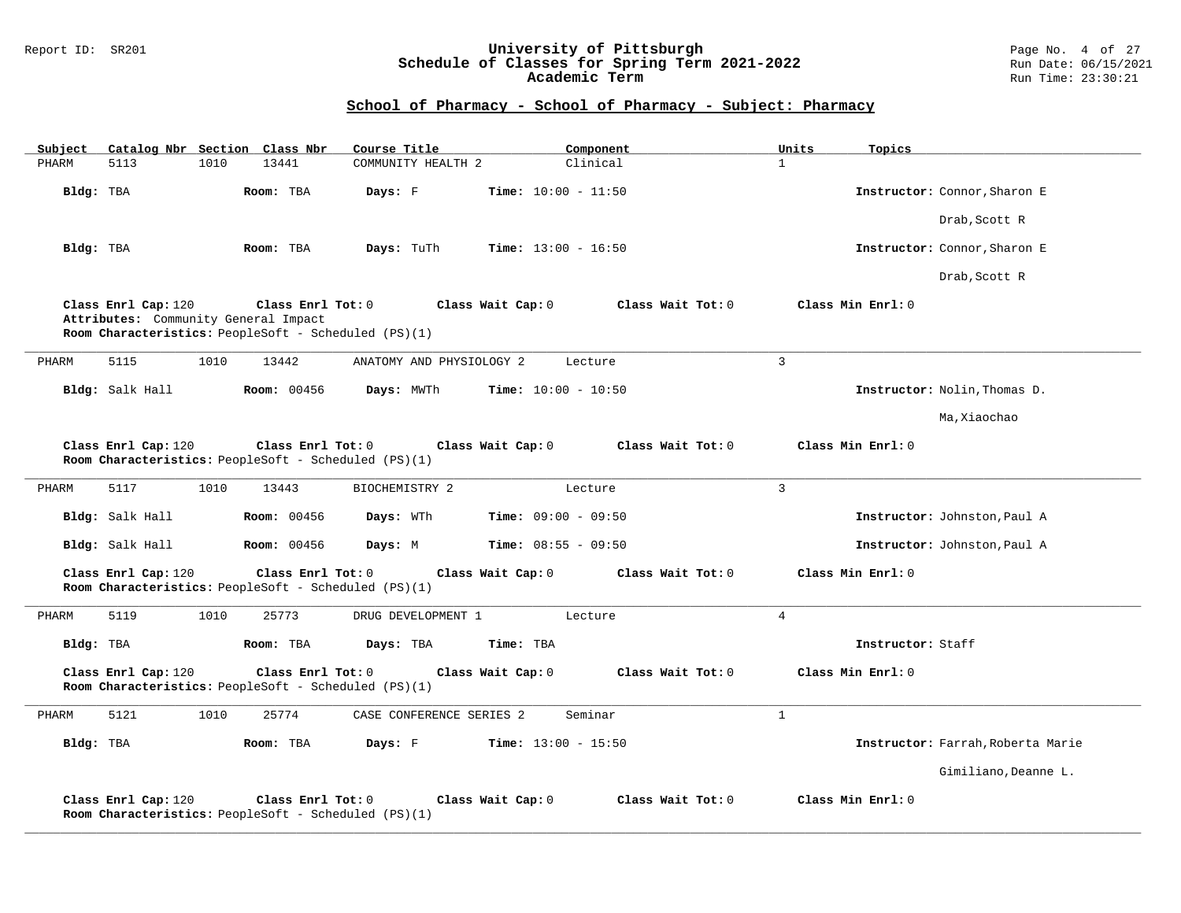## School of Pharmacy - School of Pharmacy - Subject: Pharmacy

| Subject | Catalog Nbr | Section | Class Nbr | Course Title | Component | Units | Topics |
|---|---|---|---|---|---|---|---|
| PHARM | 5113 | 1010 | 13441 | COMMUNITY HEALTH 2 | Clinical | 1 | |

**Bldg:** TBA **Room:** TBA **Days:** F **Time:** 10:00 - 11:50 **Instructor:** Connor,Sharon E; Drab,Scott R

**Bldg:** TBA **Room:** TBA **Days:** TuTh **Time:** 13:00 - 16:50 **Instructor:** Connor,Sharon E; Drab,Scott R

**Class Enrl Cap:** 120 **Class Enrl Tot:** 0 **Class Wait Cap:** 0 **Class Wait Tot:** 0 **Class Min Enrl:** 0
**Attributes:** Community General Impact
**Room Characteristics:** PeopleSoft - Scheduled (PS)(1)

---

| Subject | Catalog Nbr | Section | Class Nbr | Course Title | Component | Units | Topics |
|---|---|---|---|---|---|---|---|
| PHARM | 5115 | 1010 | 13442 | ANATOMY AND PHYSIOLOGY 2 | Lecture | 3 | |

**Bldg:** Salk Hall **Room:** 00456 **Days:** MWTh **Time:** 10:00 - 10:50 **Instructor:** Nolin,Thomas D.; Ma,Xiaochao

**Class Enrl Cap:** 120 **Class Enrl Tot:** 0 **Class Wait Cap:** 0 **Class Wait Tot:** 0 **Class Min Enrl:** 0
**Room Characteristics:** PeopleSoft - Scheduled (PS)(1)

---

| Subject | Catalog Nbr | Section | Class Nbr | Course Title | Component | Units | Topics |
|---|---|---|---|---|---|---|---|
| PHARM | 5117 | 1010 | 13443 | BIOCHEMISTRY 2 | Lecture | 3 | |

**Bldg:** Salk Hall **Room:** 00456 **Days:** WTh **Time:** 09:00 - 09:50 **Instructor:** Johnston,Paul A

**Bldg:** Salk Hall **Room:** 00456 **Days:** M **Time:** 08:55 - 09:50 **Instructor:** Johnston,Paul A

**Class Enrl Cap:** 120 **Class Enrl Tot:** 0 **Class Wait Cap:** 0 **Class Wait Tot:** 0 **Class Min Enrl:** 0
**Room Characteristics:** PeopleSoft - Scheduled (PS)(1)

---

| Subject | Catalog Nbr | Section | Class Nbr | Course Title | Component | Units | Topics |
|---|---|---|---|---|---|---|---|
| PHARM | 5119 | 1010 | 25773 | DRUG DEVELOPMENT 1 | Lecture | 4 | |

**Bldg:** TBA **Room:** TBA **Days:** TBA **Time:** TBA **Instructor:** Staff

**Class Enrl Cap:** 120 **Class Enrl Tot:** 0 **Class Wait Cap:** 0 **Class Wait Tot:** 0 **Class Min Enrl:** 0
**Room Characteristics:** PeopleSoft - Scheduled (PS)(1)

---

| Subject | Catalog Nbr | Section | Class Nbr | Course Title | Component | Units | Topics |
|---|---|---|---|---|---|---|---|
| PHARM | 5121 | 1010 | 25774 | CASE CONFERENCE SERIES 2 | Seminar | 1 | |

**Bldg:** TBA **Room:** TBA **Days:** F **Time:** 13:00 - 15:50 **Instructor:** Farrah,Roberta Marie; Gimiliano,Deanne L.

**Class Enrl Cap:** 120 **Class Enrl Tot:** 0 **Class Wait Cap:** 0 **Class Wait Tot:** 0 **Class Min Enrl:** 0
**Room Characteristics:** PeopleSoft - Scheduled (PS)(1)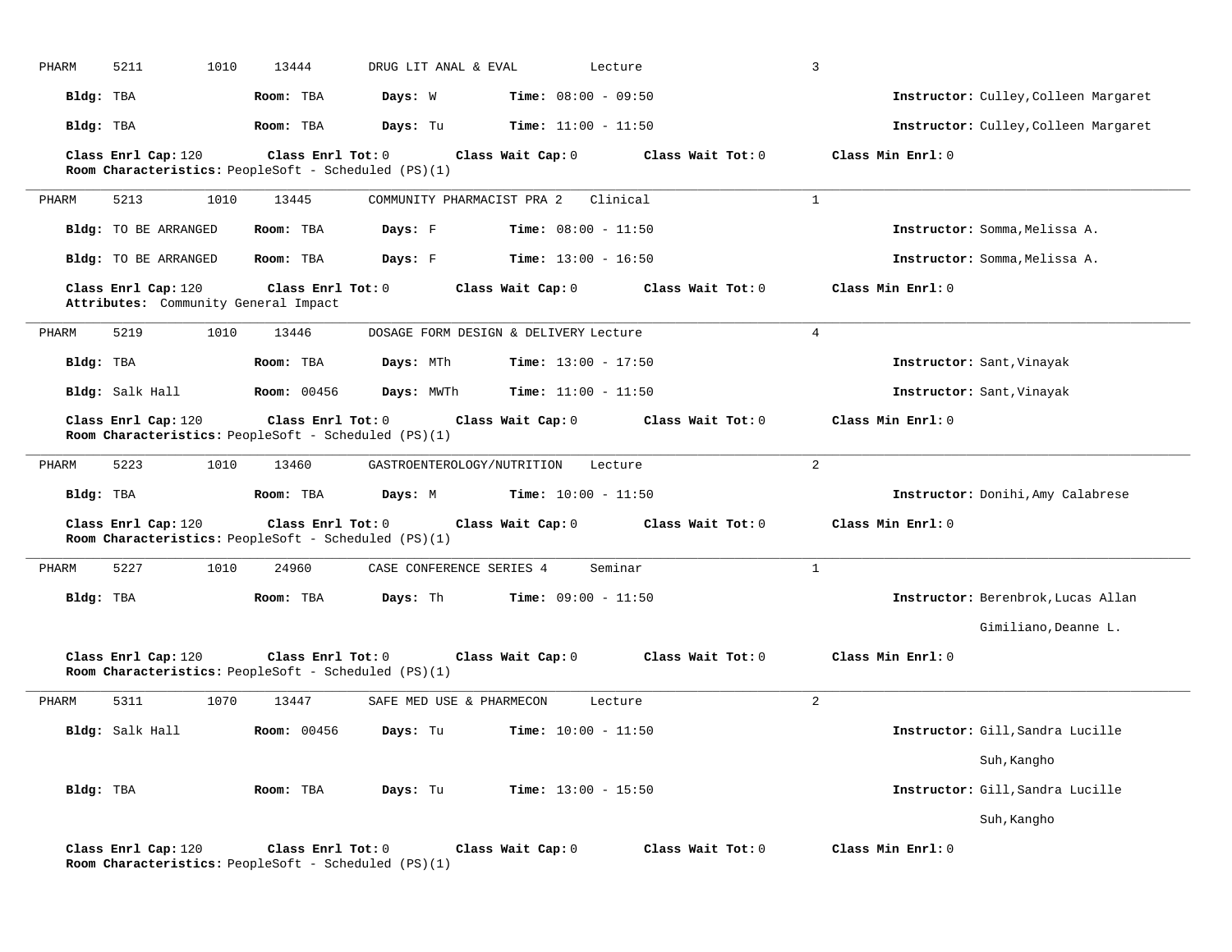PHARM 5211 1010 13444 DRUG LIT ANAL & EVAL Lecture 3

**Bldg:** TBA **Room:** TBA **Days:** W **Time:** 08:00 - 09:50 **Instructor:** Culley,Colleen Margaret

**Bldg:** TBA **Room:** TBA **Days:** Tu **Time:** 11:00 - 11:50 **Instructor:** Culley,Colleen Margaret

**Class Enrl Cap:** 120 **Class Enrl Tot:** 0 **Class Wait Cap:** 0 **Class Wait Tot:** 0 **Class Min Enrl:** 0
**Room Characteristics:** PeopleSoft - Scheduled (PS)(1)

---

PHARM 5213 1010 13445 COMMUNITY PHARMACIST PRA 2 Clinical 1

**Bldg:** TO BE ARRANGED **Room:** TBA **Days:** F **Time:** 08:00 - 11:50 **Instructor:** Somma,Melissa A.

**Bldg:** TO BE ARRANGED **Room:** TBA **Days:** F **Time:** 13:00 - 16:50 **Instructor:** Somma,Melissa A.

**Class Enrl Cap:** 120 **Class Enrl Tot:** 0 **Class Wait Cap:** 0 **Class Wait Tot:** 0 **Class Min Enrl:** 0
**Attributes:** Community General Impact

---

PHARM 5219 1010 13446 DOSAGE FORM DESIGN & DELIVERY Lecture 4

**Bldg:** TBA **Room:** TBA **Days:** MTh **Time:** 13:00 - 17:50 **Instructor:** Sant,Vinayak

**Bldg:** Salk Hall **Room:** 00456 **Days:** MWTh **Time:** 11:00 - 11:50 **Instructor:** Sant,Vinayak

**Class Enrl Cap:** 120 **Class Enrl Tot:** 0 **Class Wait Cap:** 0 **Class Wait Tot:** 0 **Class Min Enrl:** 0
**Room Characteristics:** PeopleSoft - Scheduled (PS)(1)

---

PHARM 5223 1010 13460 GASTROENTEROLOGY/NUTRITION Lecture 2

**Bldg:** TBA **Room:** TBA **Days:** M **Time:** 10:00 - 11:50 **Instructor:** Donihi,Amy Calabrese

**Class Enrl Cap:** 120 **Class Enrl Tot:** 0 **Class Wait Cap:** 0 **Class Wait Tot:** 0 **Class Min Enrl:** 0
**Room Characteristics:** PeopleSoft - Scheduled (PS)(1)

---

PHARM 5227 1010 24960 CASE CONFERENCE SERIES 4 Seminar 1

**Bldg:** TBA **Room:** TBA **Days:** Th **Time:** 09:00 - 11:50 **Instructor:** Berenbrok,Lucas Allan
Gimiliano,Deanne L.

**Class Enrl Cap:** 120 **Class Enrl Tot:** 0 **Class Wait Cap:** 0 **Class Wait Tot:** 0 **Class Min Enrl:** 0
**Room Characteristics:** PeopleSoft - Scheduled (PS)(1)

---

PHARM 5311 1070 13447 SAFE MED USE & PHARMECON Lecture 2

**Bldg:** Salk Hall **Room:** 00456 **Days:** Tu **Time:** 10:00 - 11:50 **Instructor:** Gill,Sandra Lucille
Suh,Kangho

**Bldg:** TBA **Room:** TBA **Days:** Tu **Time:** 13:00 - 15:50 **Instructor:** Gill,Sandra Lucille
Suh,Kangho

**Class Enrl Cap:** 120 **Class Enrl Tot:** 0 **Class Wait Cap:** 0 **Class Wait Tot:** 0 **Class Min Enrl:** 0
**Room Characteristics:** PeopleSoft - Scheduled (PS)(1)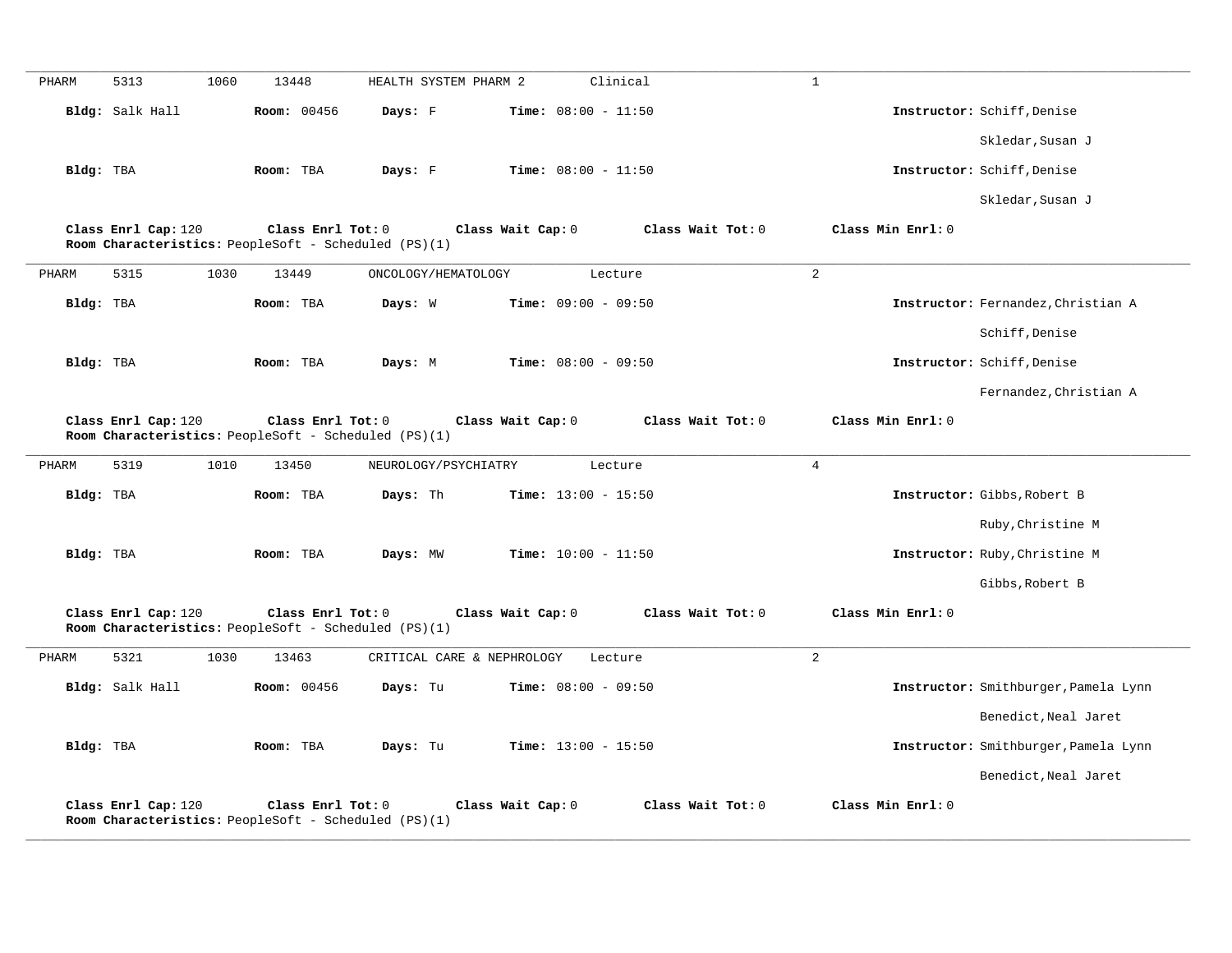PHARM 5313 1060 13448 HEALTH SYSTEM PHARM 2 Clinical 1

**Bldg:** Salk Hall **Room:** 00456 **Days:** F **Time:** 08:00 - 11:50 **Instructor:** Schiff,Denise
Skledar,Susan J

**Bldg:** TBA **Room:** TBA **Days:** F **Time:** 08:00 - 11:50 **Instructor:** Schiff,Denise
Skledar,Susan J

**Class Enrl Cap:** 120 **Class Enrl Tot:** 0 **Class Wait Cap:** 0 **Class Wait Tot:** 0 **Class Min Enrl:** 0
**Room Characteristics:** PeopleSoft - Scheduled (PS)(1)

---

PHARM 5315 1030 13449 ONCOLOGY/HEMATOLOGY Lecture 2

**Bldg:** TBA **Room:** TBA **Days:** W **Time:** 09:00 - 09:50 **Instructor:** Fernandez,Christian A
Schiff,Denise

**Bldg:** TBA **Room:** TBA **Days:** M **Time:** 08:00 - 09:50 **Instructor:** Schiff,Denise
Fernandez,Christian A

**Class Enrl Cap:** 120 **Class Enrl Tot:** 0 **Class Wait Cap:** 0 **Class Wait Tot:** 0 **Class Min Enrl:** 0
**Room Characteristics:** PeopleSoft - Scheduled (PS)(1)

---

PHARM 5319 1010 13450 NEUROLOGY/PSYCHIATRY Lecture 4

**Bldg:** TBA **Room:** TBA **Days:** Th **Time:** 13:00 - 15:50 **Instructor:** Gibbs,Robert B
Ruby,Christine M

**Bldg:** TBA **Room:** TBA **Days:** MW **Time:** 10:00 - 11:50 **Instructor:** Ruby,Christine M
Gibbs,Robert B

**Class Enrl Cap:** 120 **Class Enrl Tot:** 0 **Class Wait Cap:** 0 **Class Wait Tot:** 0 **Class Min Enrl:** 0
**Room Characteristics:** PeopleSoft - Scheduled (PS)(1)

---

PHARM 5321 1030 13463 CRITICAL CARE & NEPHROLOGY Lecture 2

**Bldg:** Salk Hall **Room:** 00456 **Days:** Tu **Time:** 08:00 - 09:50 **Instructor:** Smithburger,Pamela Lynn
Benedict,Neal Jaret

**Bldg:** TBA **Room:** TBA **Days:** Tu **Time:** 13:00 - 15:50 **Instructor:** Smithburger,Pamela Lynn
Benedict,Neal Jaret

**Class Enrl Cap:** 120 **Class Enrl Tot:** 0 **Class Wait Cap:** 0 **Class Wait Tot:** 0 **Class Min Enrl:** 0
**Room Characteristics:** PeopleSoft - Scheduled (PS)(1)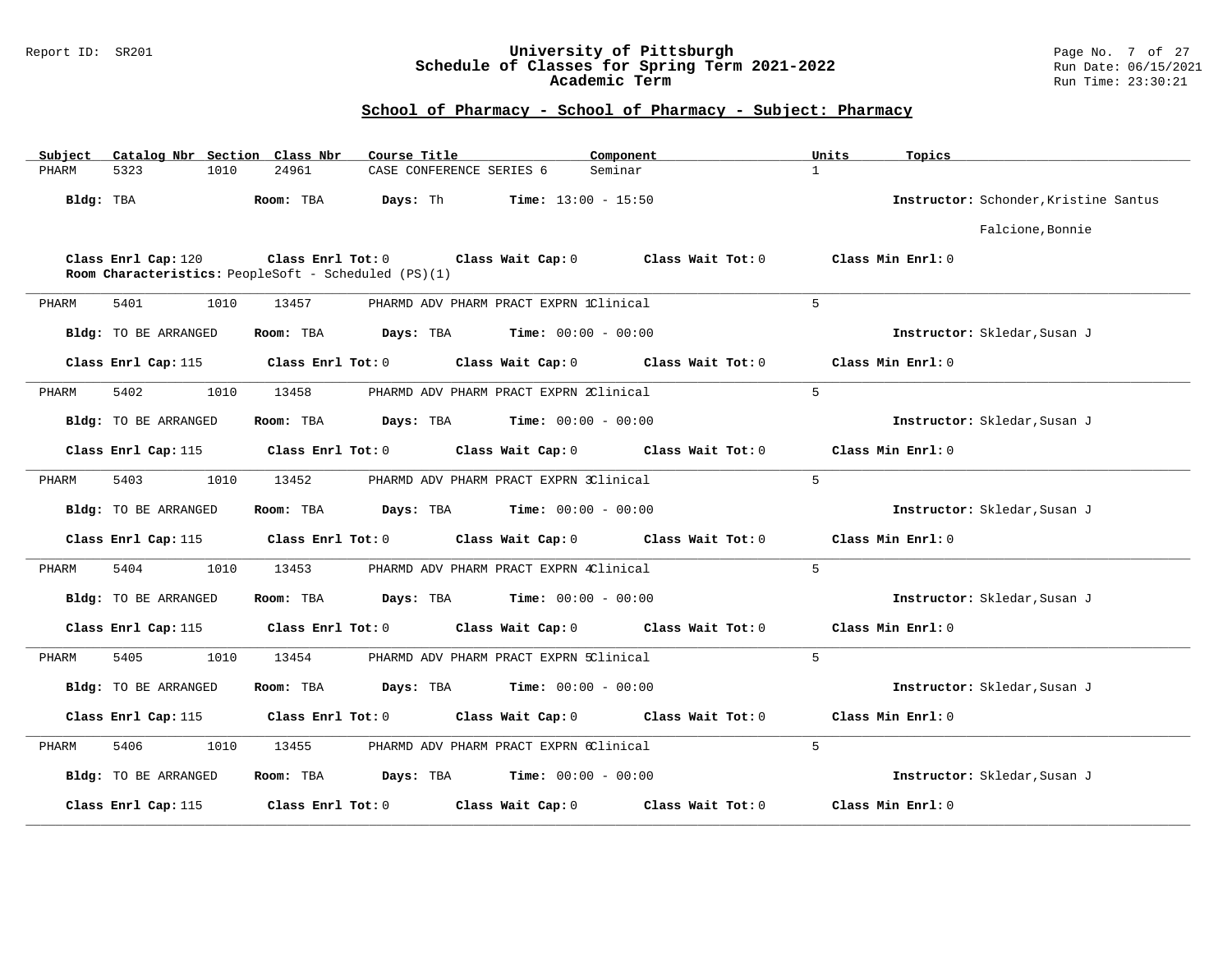## School of Pharmacy - School of Pharmacy - Subject: Pharmacy

| Subject | Catalog Nbr | Section | Class Nbr | Course Title | Component | Units | Topics |
|---|---|---|---|---|---|---|---|
| PHARM | 5323 | 1010 | 24961 | CASE CONFERENCE SERIES 6 | Seminar | 1 | |

**Bldg:** TBA **Room:** TBA **Days:** Th **Time:** 13:00 - 15:50 **Instructor:** Schonder,Kristine Santus; Falcione,Bonnie

**Class Enrl Cap:** 120 **Class Enrl Tot:** 0 **Class Wait Cap:** 0 **Class Wait Tot:** 0 **Class Min Enrl:** 0

**Room Characteristics:** PeopleSoft - Scheduled (PS)(1)

---

| Subject | Catalog Nbr | Section | Class Nbr | Course Title | Component | Units | Topics |
|---|---|---|---|---|---|---|---|
| PHARM | 5401 | 1010 | 13457 | PHARMD ADV PHARM PRACT EXPRN 1 | Clinical | 5 | |

**Bldg:** TO BE ARRANGED **Room:** TBA **Days:** TBA **Time:** 00:00 - 00:00 **Instructor:** Skledar,Susan J

**Class Enrl Cap:** 115 **Class Enrl Tot:** 0 **Class Wait Cap:** 0 **Class Wait Tot:** 0 **Class Min Enrl:** 0

---

| Subject | Catalog Nbr | Section | Class Nbr | Course Title | Component | Units | Topics |
|---|---|---|---|---|---|---|---|
| PHARM | 5402 | 1010 | 13458 | PHARMD ADV PHARM PRACT EXPRN 2 | Clinical | 5 | |

**Bldg:** TO BE ARRANGED **Room:** TBA **Days:** TBA **Time:** 00:00 - 00:00 **Instructor:** Skledar,Susan J

**Class Enrl Cap:** 115 **Class Enrl Tot:** 0 **Class Wait Cap:** 0 **Class Wait Tot:** 0 **Class Min Enrl:** 0

---

| Subject | Catalog Nbr | Section | Class Nbr | Course Title | Component | Units | Topics |
|---|---|---|---|---|---|---|---|
| PHARM | 5403 | 1010 | 13452 | PHARMD ADV PHARM PRACT EXPRN 3 | Clinical | 5 | |

**Bldg:** TO BE ARRANGED **Room:** TBA **Days:** TBA **Time:** 00:00 - 00:00 **Instructor:** Skledar,Susan J

**Class Enrl Cap:** 115 **Class Enrl Tot:** 0 **Class Wait Cap:** 0 **Class Wait Tot:** 0 **Class Min Enrl:** 0

---

| Subject | Catalog Nbr | Section | Class Nbr | Course Title | Component | Units | Topics |
|---|---|---|---|---|---|---|---|
| PHARM | 5404 | 1010 | 13453 | PHARMD ADV PHARM PRACT EXPRN 4 | Clinical | 5 | |

**Bldg:** TO BE ARRANGED **Room:** TBA **Days:** TBA **Time:** 00:00 - 00:00 **Instructor:** Skledar,Susan J

**Class Enrl Cap:** 115 **Class Enrl Tot:** 0 **Class Wait Cap:** 0 **Class Wait Tot:** 0 **Class Min Enrl:** 0

---

| Subject | Catalog Nbr | Section | Class Nbr | Course Title | Component | Units | Topics |
|---|---|---|---|---|---|---|---|
| PHARM | 5405 | 1010 | 13454 | PHARMD ADV PHARM PRACT EXPRN 5 | Clinical | 5 | |

**Bldg:** TO BE ARRANGED **Room:** TBA **Days:** TBA **Time:** 00:00 - 00:00 **Instructor:** Skledar,Susan J

**Class Enrl Cap:** 115 **Class Enrl Tot:** 0 **Class Wait Cap:** 0 **Class Wait Tot:** 0 **Class Min Enrl:** 0

---

| Subject | Catalog Nbr | Section | Class Nbr | Course Title | Component | Units | Topics |
|---|---|---|---|---|---|---|---|
| PHARM | 5406 | 1010 | 13455 | PHARMD ADV PHARM PRACT EXPRN 6 | Clinical | 5 | |

**Bldg:** TO BE ARRANGED **Room:** TBA **Days:** TBA **Time:** 00:00 - 00:00 **Instructor:** Skledar,Susan J

**Class Enrl Cap:** 115 **Class Enrl Tot:** 0 **Class Wait Cap:** 0 **Class Wait Tot:** 0 **Class Min Enrl:** 0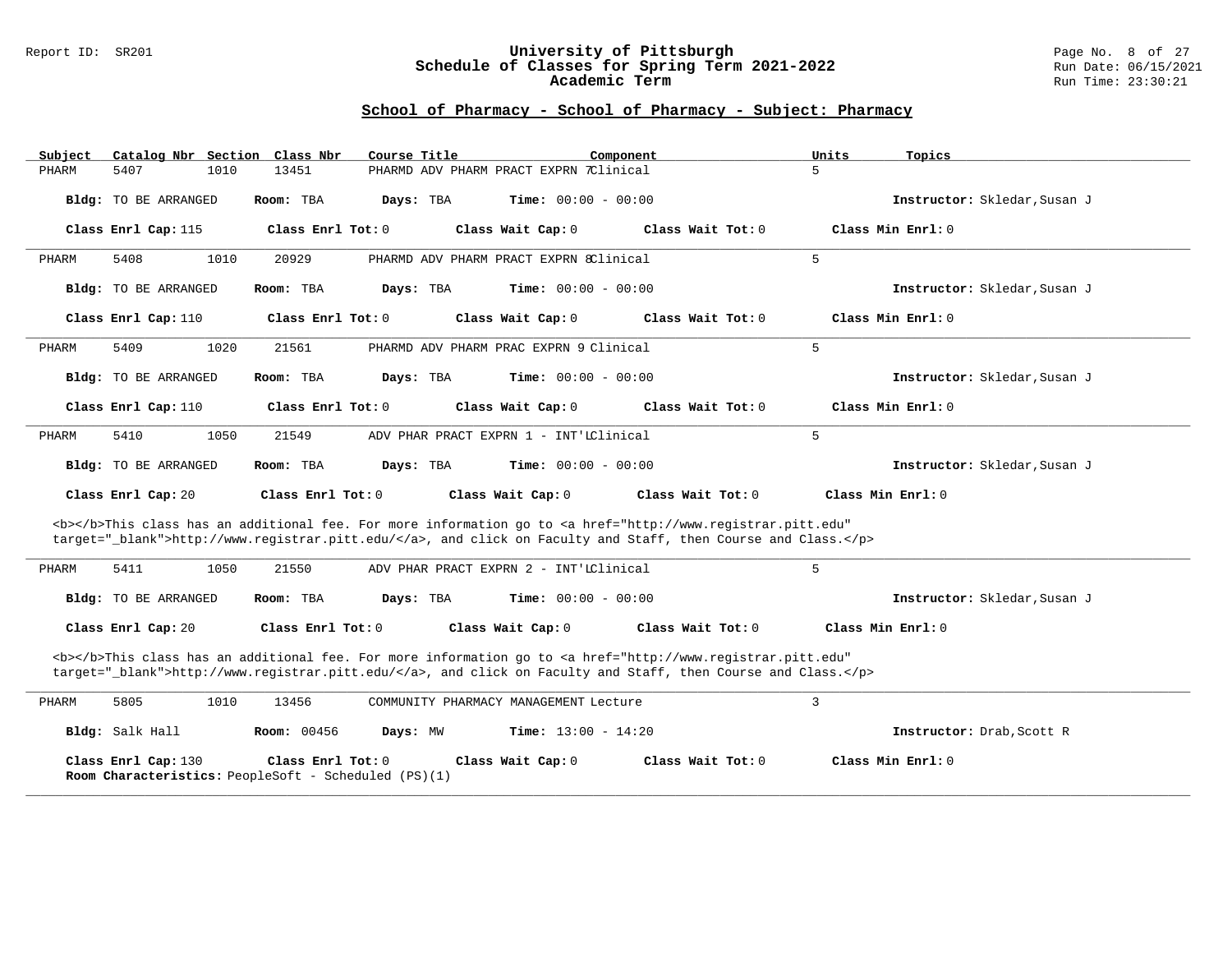## School of Pharmacy - School of Pharmacy - Subject: Pharmacy

| Subject | Catalog Nbr | Section | Class Nbr | Course Title | Component | Units | Topics |
|---|---|---|---|---|---|---|---|
| PHARM | 5407 | 1010 | 13451 | PHARMD ADV PHARM PRACT EXPRN 7 | Clinical | 5 | |

**Bldg:** TO BE ARRANGED **Room:** TBA **Days:** TBA **Time:** 00:00 - 00:00 **Instructor:** Skledar,Susan J

**Class Enrl Cap:** 115 **Class Enrl Tot:** 0 **Class Wait Cap:** 0 **Class Wait Tot:** 0 **Class Min Enrl:** 0

---

| Subject | Catalog Nbr | Section | Class Nbr | Course Title | Component | Units | Topics |
|---|---|---|---|---|---|---|---|
| PHARM | 5408 | 1010 | 20929 | PHARMD ADV PHARM PRACT EXPRN 8 | Clinical | 5 | |

**Bldg:** TO BE ARRANGED **Room:** TBA **Days:** TBA **Time:** 00:00 - 00:00 **Instructor:** Skledar,Susan J

**Class Enrl Cap:** 110 **Class Enrl Tot:** 0 **Class Wait Cap:** 0 **Class Wait Tot:** 0 **Class Min Enrl:** 0

---

| Subject | Catalog Nbr | Section | Class Nbr | Course Title | Component | Units | Topics |
|---|---|---|---|---|---|---|---|
| PHARM | 5409 | 1020 | 21561 | PHARMD ADV PHARM PRAC EXPRN 9 | Clinical | 5 | |

**Bldg:** TO BE ARRANGED **Room:** TBA **Days:** TBA **Time:** 00:00 - 00:00 **Instructor:** Skledar,Susan J

**Class Enrl Cap:** 110 **Class Enrl Tot:** 0 **Class Wait Cap:** 0 **Class Wait Tot:** 0 **Class Min Enrl:** 0

---

| Subject | Catalog Nbr | Section | Class Nbr | Course Title | Component | Units | Topics |
|---|---|---|---|---|---|---|---|
| PHARM | 5410 | 1050 | 21549 | ADV PHAR PRACT EXPRN 1 - INT'L | Clinical | 5 | |

**Bldg:** TO BE ARRANGED **Room:** TBA **Days:** TBA **Time:** 00:00 - 00:00 **Instructor:** Skledar,Susan J

**Class Enrl Cap:** 20 **Class Enrl Tot:** 0 **Class Wait Cap:** 0 **Class Wait Tot:** 0 **Class Min Enrl:** 0

<b></b>This class has an additional fee. For more information go to <a href="http://www.registrar.pitt.edu" target="_blank">http://www.registrar.pitt.edu/</a>, and click on Faculty and Staff, then Course and Class.</p>

---

| Subject | Catalog Nbr | Section | Class Nbr | Course Title | Component | Units | Topics |
|---|---|---|---|---|---|---|---|
| PHARM | 5411 | 1050 | 21550 | ADV PHAR PRACT EXPRN 2 - INT'L | Clinical | 5 | |

**Bldg:** TO BE ARRANGED **Room:** TBA **Days:** TBA **Time:** 00:00 - 00:00 **Instructor:** Skledar,Susan J

**Class Enrl Cap:** 20 **Class Enrl Tot:** 0 **Class Wait Cap:** 0 **Class Wait Tot:** 0 **Class Min Enrl:** 0

<b></b>This class has an additional fee. For more information go to <a href="http://www.registrar.pitt.edu" target="_blank">http://www.registrar.pitt.edu/</a>, and click on Faculty and Staff, then Course and Class.</p>

---

| Subject | Catalog Nbr | Section | Class Nbr | Course Title | Component | Units | Topics |
|---|---|---|---|---|---|---|---|
| PHARM | 5805 | 1010 | 13456 | COMMUNITY PHARMACY MANAGEMENT | Lecture | 3 | |

**Bldg:** Salk Hall **Room:** 00456 **Days:** MW **Time:** 13:00 - 14:20 **Instructor:** Drab,Scott R

**Class Enrl Cap:** 130 **Class Enrl Tot:** 0 **Class Wait Cap:** 0 **Class Wait Tot:** 0 **Class Min Enrl:** 0

**Room Characteristics:** PeopleSoft - Scheduled (PS)(1)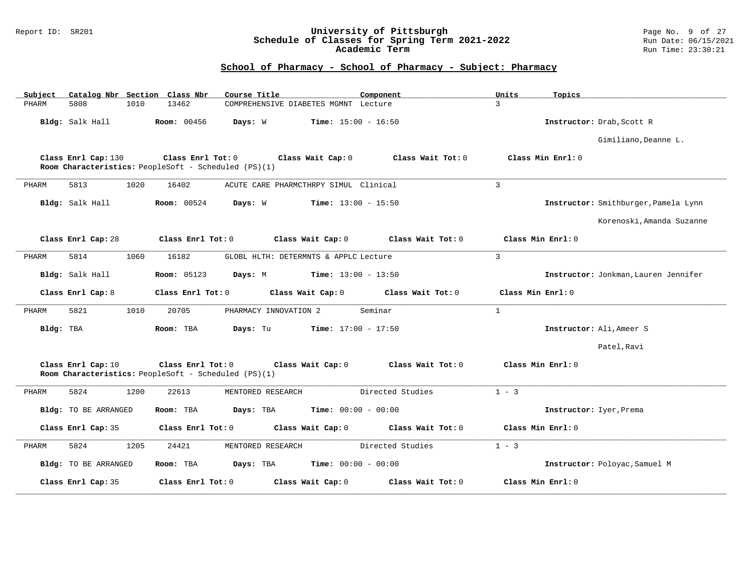## School of Pharmacy - School of Pharmacy - Subject: Pharmacy

| Subject | Catalog Nbr | Section | Class Nbr | Course Title | Component | Units | Topics |
|---|---|---|---|---|---|---|---|
| PHARM | 5808 | 1010 | 13462 | COMPREHENSIVE DIABETES MGMNT | Lecture | 3 | |

**Bldg:** Salk Hall **Room:** 00456 **Days:** W **Time:** 15:00 - 16:50 **Instructor:** Drab,Scott R; Gimiliano,Deanne L.

**Class Enrl Cap:** 130 **Class Enrl Tot:** 0 **Class Wait Cap:** 0 **Class Wait Tot:** 0 **Class Min Enrl:** 0
**Room Characteristics:** PeopleSoft - Scheduled (PS)(1)

---

| Subject | Catalog Nbr | Section | Class Nbr | Course Title | Component | Units | Topics |
|---|---|---|---|---|---|---|---|
| PHARM | 5813 | 1020 | 16402 | ACUTE CARE PHARMCTHRPY SIMUL | Clinical | 3 | |

**Bldg:** Salk Hall **Room:** 00524 **Days:** W **Time:** 13:00 - 15:50 **Instructor:** Smithburger,Pamela Lynn; Korenoski,Amanda Suzanne

**Class Enrl Cap:** 28 **Class Enrl Tot:** 0 **Class Wait Cap:** 0 **Class Wait Tot:** 0 **Class Min Enrl:** 0

---

| Subject | Catalog Nbr | Section | Class Nbr | Course Title | Component | Units | Topics |
|---|---|---|---|---|---|---|---|
| PHARM | 5814 | 1060 | 16182 | GLOBL HLTH: DETERMNTS & APPLC | Lecture | 3 | |

**Bldg:** Salk Hall **Room:** 05123 **Days:** M **Time:** 13:00 - 13:50 **Instructor:** Jonkman,Lauren Jennifer

**Class Enrl Cap:** 8 **Class Enrl Tot:** 0 **Class Wait Cap:** 0 **Class Wait Tot:** 0 **Class Min Enrl:** 0

---

| Subject | Catalog Nbr | Section | Class Nbr | Course Title | Component | Units | Topics |
|---|---|---|---|---|---|---|---|
| PHARM | 5821 | 1010 | 20705 | PHARMACY INNOVATION 2 | Seminar | 1 | |

**Bldg:** TBA **Room:** TBA **Days:** Tu **Time:** 17:00 - 17:50 **Instructor:** Ali,Ameer S; Patel,Ravi

**Class Enrl Cap:** 10 **Class Enrl Tot:** 0 **Class Wait Cap:** 0 **Class Wait Tot:** 0 **Class Min Enrl:** 0
**Room Characteristics:** PeopleSoft - Scheduled (PS)(1)

---

| Subject | Catalog Nbr | Section | Class Nbr | Course Title | Component | Units | Topics |
|---|---|---|---|---|---|---|---|
| PHARM | 5824 | 1200 | 22613 | MENTORED RESEARCH | Directed Studies | 1 - 3 | |

**Bldg:** TO BE ARRANGED **Room:** TBA **Days:** TBA **Time:** 00:00 - 00:00 **Instructor:** Iyer,Prema

**Class Enrl Cap:** 35 **Class Enrl Tot:** 0 **Class Wait Cap:** 0 **Class Wait Tot:** 0 **Class Min Enrl:** 0

---

| Subject | Catalog Nbr | Section | Class Nbr | Course Title | Component | Units | Topics |
|---|---|---|---|---|---|---|---|
| PHARM | 5824 | 1205 | 24421 | MENTORED RESEARCH | Directed Studies | 1 - 3 | |

**Bldg:** TO BE ARRANGED **Room:** TBA **Days:** TBA **Time:** 00:00 - 00:00 **Instructor:** Poloyac,Samuel M

**Class Enrl Cap:** 35 **Class Enrl Tot:** 0 **Class Wait Cap:** 0 **Class Wait Tot:** 0 **Class Min Enrl:** 0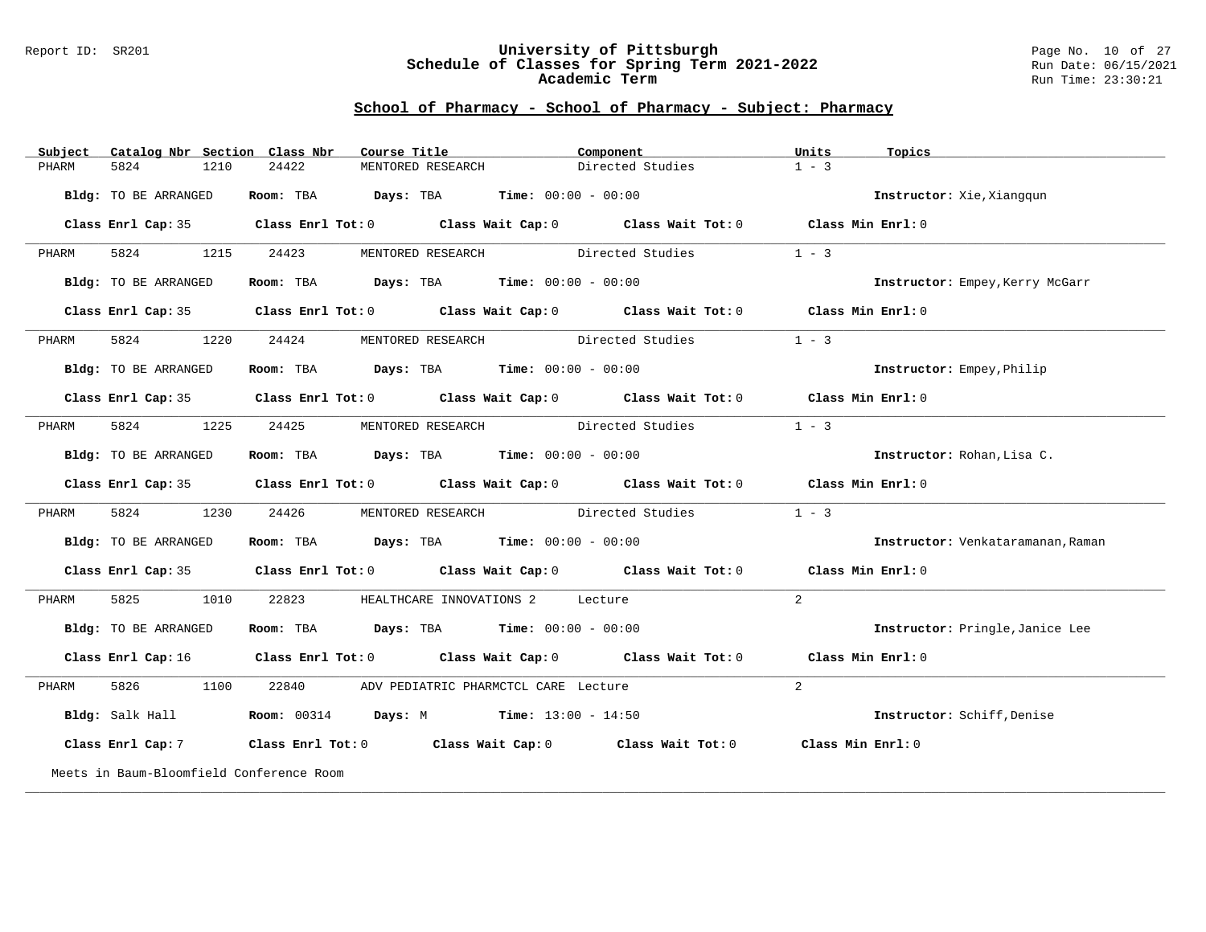## School of Pharmacy - School of Pharmacy - Subject: Pharmacy

| Subject | Catalog Nbr | Section | Class Nbr | Course Title | Component | Units | Topics |
|---|---|---|---|---|---|---|---|
| PHARM | 5824 | 1210 | 24422 | MENTORED RESEARCH | Directed Studies | 1 - 3 | |

**Bldg:** TO BE ARRANGED **Room:** TBA **Days:** TBA **Time:** 00:00 - 00:00 **Instructor:** Xie,Xiangqun

**Class Enrl Cap:** 35 **Class Enrl Tot:** 0 **Class Wait Cap:** 0 **Class Wait Tot:** 0 **Class Min Enrl:** 0

---

| Subject | Catalog Nbr | Section | Class Nbr | Course Title | Component | Units | Topics |
|---|---|---|---|---|---|---|---|
| PHARM | 5824 | 1215 | 24423 | MENTORED RESEARCH | Directed Studies | 1 - 3 | |

**Bldg:** TO BE ARRANGED **Room:** TBA **Days:** TBA **Time:** 00:00 - 00:00 **Instructor:** Empey,Kerry McGarr

**Class Enrl Cap:** 35 **Class Enrl Tot:** 0 **Class Wait Cap:** 0 **Class Wait Tot:** 0 **Class Min Enrl:** 0

---

| Subject | Catalog Nbr | Section | Class Nbr | Course Title | Component | Units | Topics |
|---|---|---|---|---|---|---|---|
| PHARM | 5824 | 1220 | 24424 | MENTORED RESEARCH | Directed Studies | 1 - 3 | |

**Bldg:** TO BE ARRANGED **Room:** TBA **Days:** TBA **Time:** 00:00 - 00:00 **Instructor:** Empey,Philip

**Class Enrl Cap:** 35 **Class Enrl Tot:** 0 **Class Wait Cap:** 0 **Class Wait Tot:** 0 **Class Min Enrl:** 0

---

| Subject | Catalog Nbr | Section | Class Nbr | Course Title | Component | Units | Topics |
|---|---|---|---|---|---|---|---|
| PHARM | 5824 | 1225 | 24425 | MENTORED RESEARCH | Directed Studies | 1 - 3 | |

**Bldg:** TO BE ARRANGED **Room:** TBA **Days:** TBA **Time:** 00:00 - 00:00 **Instructor:** Rohan,Lisa C.

**Class Enrl Cap:** 35 **Class Enrl Tot:** 0 **Class Wait Cap:** 0 **Class Wait Tot:** 0 **Class Min Enrl:** 0

---

| Subject | Catalog Nbr | Section | Class Nbr | Course Title | Component | Units | Topics |
|---|---|---|---|---|---|---|---|
| PHARM | 5824 | 1230 | 24426 | MENTORED RESEARCH | Directed Studies | 1 - 3 | |

**Bldg:** TO BE ARRANGED **Room:** TBA **Days:** TBA **Time:** 00:00 - 00:00 **Instructor:** Venkataramanan,Raman

**Class Enrl Cap:** 35 **Class Enrl Tot:** 0 **Class Wait Cap:** 0 **Class Wait Tot:** 0 **Class Min Enrl:** 0

---

| Subject | Catalog Nbr | Section | Class Nbr | Course Title | Component | Units | Topics |
|---|---|---|---|---|---|---|---|
| PHARM | 5825 | 1010 | 22823 | HEALTHCARE INNOVATIONS 2 | Lecture | 2 | |

**Bldg:** TO BE ARRANGED **Room:** TBA **Days:** TBA **Time:** 00:00 - 00:00 **Instructor:** Pringle,Janice Lee

**Class Enrl Cap:** 16 **Class Enrl Tot:** 0 **Class Wait Cap:** 0 **Class Wait Tot:** 0 **Class Min Enrl:** 0

---

| Subject | Catalog Nbr | Section | Class Nbr | Course Title | Component | Units | Topics |
|---|---|---|---|---|---|---|---|
| PHARM | 5826 | 1100 | 22840 | ADV PEDIATRIC PHARMCTCL CARE | Lecture | 2 | |

**Bldg:** Salk Hall **Room:** 00314 **Days:** M **Time:** 13:00 - 14:50 **Instructor:** Schiff,Denise

**Class Enrl Cap:** 7 **Class Enrl Tot:** 0 **Class Wait Cap:** 0 **Class Wait Tot:** 0 **Class Min Enrl:** 0

Meets in Baum-Bloomfield Conference Room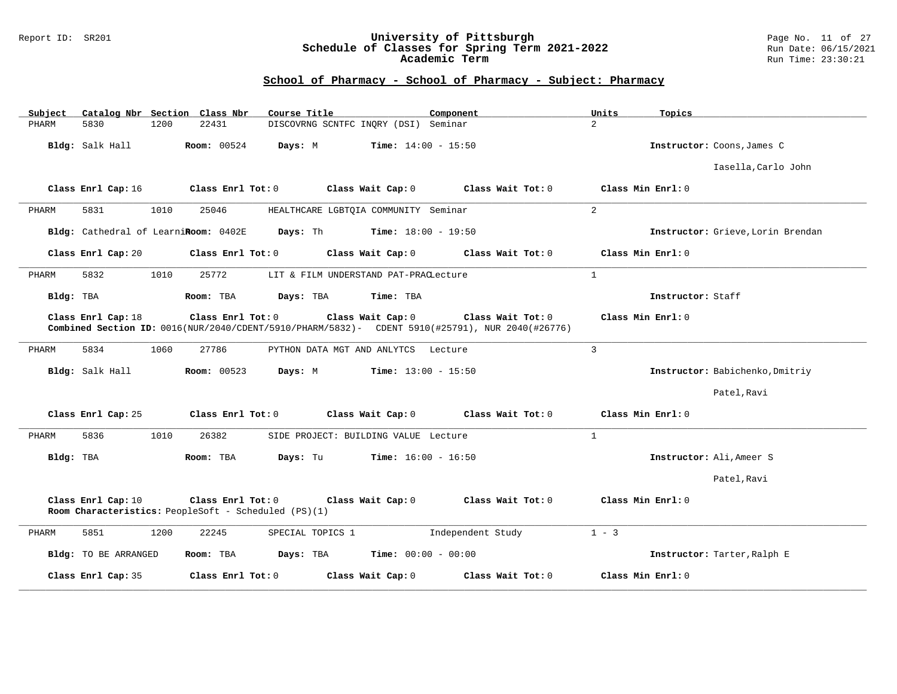## School of Pharmacy - School of Pharmacy - Subject: Pharmacy

University of Pittsburgh
Schedule of Classes for Spring Term 2021-2022
Academic Term

Report ID: SR201
Run Date: 06/15/2021
Run Time: 23:30:21

| Subject | Catalog Nbr | Section | Class Nbr | Course Title | Component | Units | Topics |
|---|---|---|---|---|---|---|---|
| PHARM | 5830 | 1200 | 22431 | DISCOVRNG SCNTFC INQRY (DSI) | Seminar | 2 | |

**Bldg:** Salk Hall **Room:** 00524 **Days:** M **Time:** 14:00 - 15:50 **Instructor:** Coons,James C; Iasella,Carlo John

**Class Enrl Cap:** 16 **Class Enrl Tot:** 0 **Class Wait Cap:** 0 **Class Wait Tot:** 0 **Class Min Enrl:** 0

---

| Subject | Catalog Nbr | Section | Class Nbr | Course Title | Component | Units | Topics |
|---|---|---|---|---|---|---|---|
| PHARM | 5831 | 1010 | 25046 | HEALTHCARE LGBTQIA COMMUNITY | Seminar | 2 | |

**Bldg:** Cathedral of Learni **Room:** 0402E **Days:** Th **Time:** 18:00 - 19:50 **Instructor:** Grieve,Lorin Brendan

**Class Enrl Cap:** 20 **Class Enrl Tot:** 0 **Class Wait Cap:** 0 **Class Wait Tot:** 0 **Class Min Enrl:** 0

---

| Subject | Catalog Nbr | Section | Class Nbr | Course Title | Component | Units | Topics |
|---|---|---|---|---|---|---|---|
| PHARM | 5832 | 1010 | 25772 | LIT & FILM UNDERSTAND PAT-PRAC | Lecture | 1 | |

**Bldg:** TBA **Room:** TBA **Days:** TBA **Time:** TBA **Instructor:** Staff

**Class Enrl Cap:** 18 **Class Enrl Tot:** 0 **Class Wait Cap:** 0 **Class Wait Tot:** 0 **Class Min Enrl:** 0
**Combined Section ID:** 0016(NUR/2040/CDENT/5910/PHARM/5832)- CDENT 5910(#25791), NUR 2040(#26776)

---

| Subject | Catalog Nbr | Section | Class Nbr | Course Title | Component | Units | Topics |
|---|---|---|---|---|---|---|---|
| PHARM | 5834 | 1060 | 27786 | PYTHON DATA MGT AND ANLYTCS | Lecture | 3 | |

**Bldg:** Salk Hall **Room:** 00523 **Days:** M **Time:** 13:00 - 15:50 **Instructor:** Babichenko,Dmitriy; Patel,Ravi

**Class Enrl Cap:** 25 **Class Enrl Tot:** 0 **Class Wait Cap:** 0 **Class Wait Tot:** 0 **Class Min Enrl:** 0

---

| Subject | Catalog Nbr | Section | Class Nbr | Course Title | Component | Units | Topics |
|---|---|---|---|---|---|---|---|
| PHARM | 5836 | 1010 | 26382 | SIDE PROJECT: BUILDING VALUE | Lecture | 1 | |

**Bldg:** TBA **Room:** TBA **Days:** Tu **Time:** 16:00 - 16:50 **Instructor:** Ali,Ameer S; Patel,Ravi

**Class Enrl Cap:** 10 **Class Enrl Tot:** 0 **Class Wait Cap:** 0 **Class Wait Tot:** 0 **Class Min Enrl:** 0
**Room Characteristics:** PeopleSoft - Scheduled (PS)(1)

---

| Subject | Catalog Nbr | Section | Class Nbr | Course Title | Component | Units | Topics |
|---|---|---|---|---|---|---|---|
| PHARM | 5851 | 1200 | 22245 | SPECIAL TOPICS 1 | Independent Study | 1 - 3 | |

**Bldg:** TO BE ARRANGED **Room:** TBA **Days:** TBA **Time:** 00:00 - 00:00 **Instructor:** Tarter,Ralph E

**Class Enrl Cap:** 35 **Class Enrl Tot:** 0 **Class Wait Cap:** 0 **Class Wait Tot:** 0 **Class Min Enrl:** 0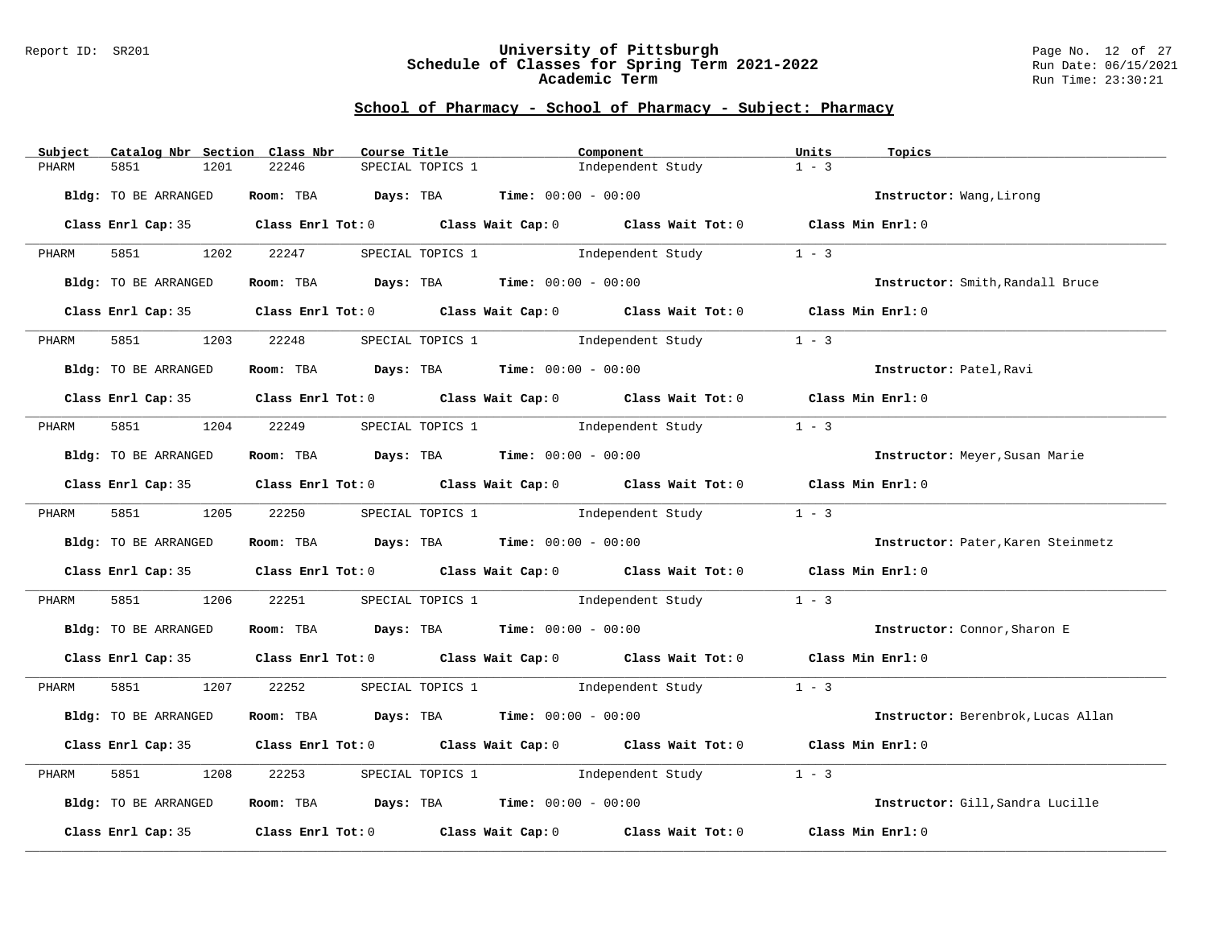## School of Pharmacy - School of Pharmacy - Subject: Pharmacy

| Subject | Catalog Nbr | Section | Class Nbr | Course Title | Component | Units | Topics |
|---|---|---|---|---|---|---|---|
| PHARM | 5851 | 1201 | 22246 | SPECIAL TOPICS 1 | Independent Study | 1 - 3 | |

**Bldg:** TO BE ARRANGED **Room:** TBA **Days:** TBA **Time:** 00:00 - 00:00 **Instructor:** Wang,Lirong

**Class Enrl Cap:** 35 **Class Enrl Tot:** 0 **Class Wait Cap:** 0 **Class Wait Tot:** 0 **Class Min Enrl:** 0

---

| Subject | Catalog Nbr | Section | Class Nbr | Course Title | Component | Units | Topics |
|---|---|---|---|---|---|---|---|
| PHARM | 5851 | 1202 | 22247 | SPECIAL TOPICS 1 | Independent Study | 1 - 3 | |

**Bldg:** TO BE ARRANGED **Room:** TBA **Days:** TBA **Time:** 00:00 - 00:00 **Instructor:** Smith,Randall Bruce

**Class Enrl Cap:** 35 **Class Enrl Tot:** 0 **Class Wait Cap:** 0 **Class Wait Tot:** 0 **Class Min Enrl:** 0

---

| Subject | Catalog Nbr | Section | Class Nbr | Course Title | Component | Units | Topics |
|---|---|---|---|---|---|---|---|
| PHARM | 5851 | 1203 | 22248 | SPECIAL TOPICS 1 | Independent Study | 1 - 3 | |

**Bldg:** TO BE ARRANGED **Room:** TBA **Days:** TBA **Time:** 00:00 - 00:00 **Instructor:** Patel,Ravi

**Class Enrl Cap:** 35 **Class Enrl Tot:** 0 **Class Wait Cap:** 0 **Class Wait Tot:** 0 **Class Min Enrl:** 0

---

| Subject | Catalog Nbr | Section | Class Nbr | Course Title | Component | Units | Topics |
|---|---|---|---|---|---|---|---|
| PHARM | 5851 | 1204 | 22249 | SPECIAL TOPICS 1 | Independent Study | 1 - 3 | |

**Bldg:** TO BE ARRANGED **Room:** TBA **Days:** TBA **Time:** 00:00 - 00:00 **Instructor:** Meyer,Susan Marie

**Class Enrl Cap:** 35 **Class Enrl Tot:** 0 **Class Wait Cap:** 0 **Class Wait Tot:** 0 **Class Min Enrl:** 0

---

| Subject | Catalog Nbr | Section | Class Nbr | Course Title | Component | Units | Topics |
|---|---|---|---|---|---|---|---|
| PHARM | 5851 | 1205 | 22250 | SPECIAL TOPICS 1 | Independent Study | 1 - 3 | |

**Bldg:** TO BE ARRANGED **Room:** TBA **Days:** TBA **Time:** 00:00 - 00:00 **Instructor:** Pater,Karen Steinmetz

**Class Enrl Cap:** 35 **Class Enrl Tot:** 0 **Class Wait Cap:** 0 **Class Wait Tot:** 0 **Class Min Enrl:** 0

---

| Subject | Catalog Nbr | Section | Class Nbr | Course Title | Component | Units | Topics |
|---|---|---|---|---|---|---|---|
| PHARM | 5851 | 1206 | 22251 | SPECIAL TOPICS 1 | Independent Study | 1 - 3 | |

**Bldg:** TO BE ARRANGED **Room:** TBA **Days:** TBA **Time:** 00:00 - 00:00 **Instructor:** Connor,Sharon E

**Class Enrl Cap:** 35 **Class Enrl Tot:** 0 **Class Wait Cap:** 0 **Class Wait Tot:** 0 **Class Min Enrl:** 0

---

| Subject | Catalog Nbr | Section | Class Nbr | Course Title | Component | Units | Topics |
|---|---|---|---|---|---|---|---|
| PHARM | 5851 | 1207 | 22252 | SPECIAL TOPICS 1 | Independent Study | 1 - 3 | |

**Bldg:** TO BE ARRANGED **Room:** TBA **Days:** TBA **Time:** 00:00 - 00:00 **Instructor:** Berenbrok,Lucas Allan

**Class Enrl Cap:** 35 **Class Enrl Tot:** 0 **Class Wait Cap:** 0 **Class Wait Tot:** 0 **Class Min Enrl:** 0

---

| Subject | Catalog Nbr | Section | Class Nbr | Course Title | Component | Units | Topics |
|---|---|---|---|---|---|---|---|
| PHARM | 5851 | 1208 | 22253 | SPECIAL TOPICS 1 | Independent Study | 1 - 3 | |

**Bldg:** TO BE ARRANGED **Room:** TBA **Days:** TBA **Time:** 00:00 - 00:00 **Instructor:** Gill,Sandra Lucille

**Class Enrl Cap:** 35 **Class Enrl Tot:** 0 **Class Wait Cap:** 0 **Class Wait Tot:** 0 **Class Min Enrl:** 0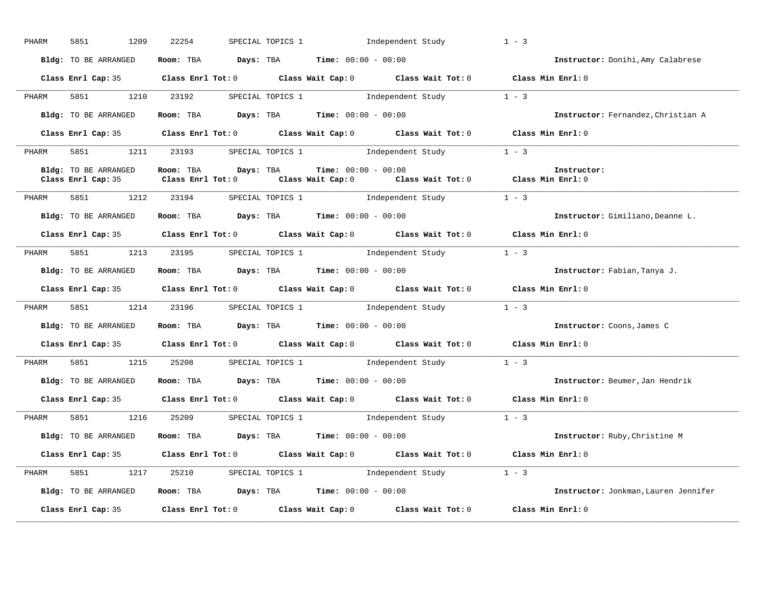PHARM 5851 1209 22254 SPECIAL TOPICS 1 Independent Study 1 - 3

**Bldg:** TO BE ARRANGED **Room:** TBA **Days:** TBA **Time:** 00:00 - 00:00 **Instructor:** Donihi,Amy Calabrese

**Class Enrl Cap:** 35 **Class Enrl Tot:** 0 **Class Wait Cap:** 0 **Class Wait Tot:** 0 **Class Min Enrl:** 0

---

PHARM 5851 1210 23192 SPECIAL TOPICS 1 Independent Study 1 - 3

**Bldg:** TO BE ARRANGED **Room:** TBA **Days:** TBA **Time:** 00:00 - 00:00 **Instructor:** Fernandez,Christian A

**Class Enrl Cap:** 35 **Class Enrl Tot:** 0 **Class Wait Cap:** 0 **Class Wait Tot:** 0 **Class Min Enrl:** 0

---

PHARM 5851 1211 23193 SPECIAL TOPICS 1 Independent Study 1 - 3

**Bldg:** TO BE ARRANGED **Room:** TBA **Days:** TBA **Time:** 00:00 - 00:00 **Instructor:**
**Class Enrl Cap:** 35 **Class Enrl Tot:** 0 **Class Wait Cap:** 0 **Class Wait Tot:** 0 **Class Min Enrl:** 0

---

PHARM 5851 1212 23194 SPECIAL TOPICS 1 Independent Study 1 - 3

**Bldg:** TO BE ARRANGED **Room:** TBA **Days:** TBA **Time:** 00:00 - 00:00 **Instructor:** Gimiliano,Deanne L.

**Class Enrl Cap:** 35 **Class Enrl Tot:** 0 **Class Wait Cap:** 0 **Class Wait Tot:** 0 **Class Min Enrl:** 0

---

PHARM 5851 1213 23195 SPECIAL TOPICS 1 Independent Study 1 - 3

**Bldg:** TO BE ARRANGED **Room:** TBA **Days:** TBA **Time:** 00:00 - 00:00 **Instructor:** Fabian,Tanya J.

**Class Enrl Cap:** 35 **Class Enrl Tot:** 0 **Class Wait Cap:** 0 **Class Wait Tot:** 0 **Class Min Enrl:** 0

---

PHARM 5851 1214 23196 SPECIAL TOPICS 1 Independent Study 1 - 3

**Bldg:** TO BE ARRANGED **Room:** TBA **Days:** TBA **Time:** 00:00 - 00:00 **Instructor:** Coons,James C

**Class Enrl Cap:** 35 **Class Enrl Tot:** 0 **Class Wait Cap:** 0 **Class Wait Tot:** 0 **Class Min Enrl:** 0

---

PHARM 5851 1215 25208 SPECIAL TOPICS 1 Independent Study 1 - 3

**Bldg:** TO BE ARRANGED **Room:** TBA **Days:** TBA **Time:** 00:00 - 00:00 **Instructor:** Beumer,Jan Hendrik

**Class Enrl Cap:** 35 **Class Enrl Tot:** 0 **Class Wait Cap:** 0 **Class Wait Tot:** 0 **Class Min Enrl:** 0

---

PHARM 5851 1216 25209 SPECIAL TOPICS 1 Independent Study 1 - 3

**Bldg:** TO BE ARRANGED **Room:** TBA **Days:** TBA **Time:** 00:00 - 00:00 **Instructor:** Ruby,Christine M

**Class Enrl Cap:** 35 **Class Enrl Tot:** 0 **Class Wait Cap:** 0 **Class Wait Tot:** 0 **Class Min Enrl:** 0

---

PHARM 5851 1217 25210 SPECIAL TOPICS 1 Independent Study 1 - 3

**Bldg:** TO BE ARRANGED **Room:** TBA **Days:** TBA **Time:** 00:00 - 00:00 **Instructor:** Jonkman,Lauren Jennifer

**Class Enrl Cap:** 35 **Class Enrl Tot:** 0 **Class Wait Cap:** 0 **Class Wait Tot:** 0 **Class Min Enrl:** 0

---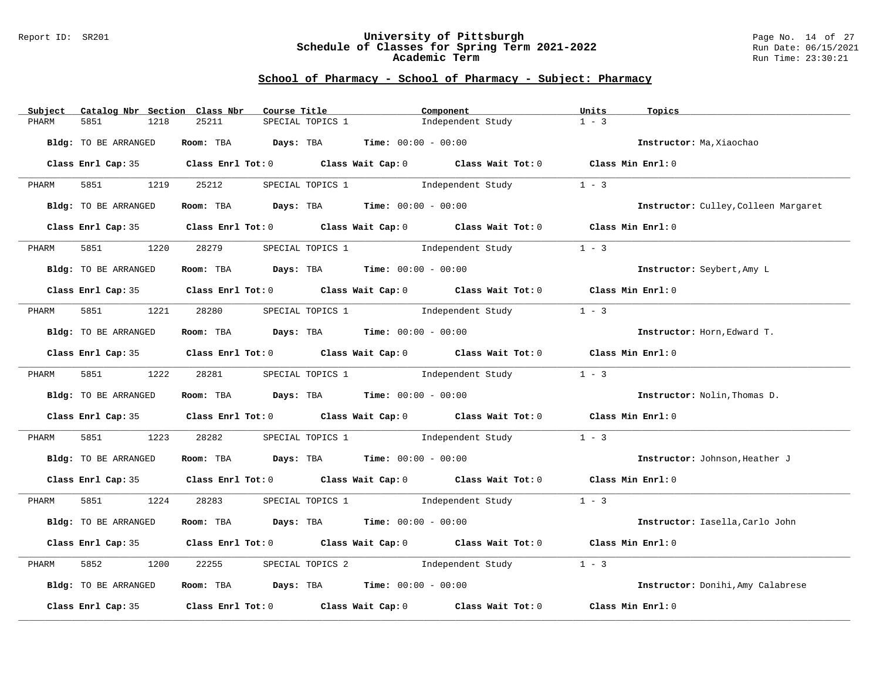## School of Pharmacy - School of Pharmacy - Subject: Pharmacy

| Subject | Catalog Nbr | Section | Class Nbr | Course Title | Component | Units | Topics |
|---|---|---|---|---|---|---|---|
| PHARM | 5851 | 1218 | 25211 | SPECIAL TOPICS 1 | Independent Study | 1 - 3 | |

**Bldg:** TO BE ARRANGED **Room:** TBA **Days:** TBA **Time:** 00:00 - 00:00 **Instructor:** Ma,Xiaochao

**Class Enrl Cap:** 35 **Class Enrl Tot:** 0 **Class Wait Cap:** 0 **Class Wait Tot:** 0 **Class Min Enrl:** 0

| Subject | Catalog Nbr | Section | Class Nbr | Course Title | Component | Units | Topics |
|---|---|---|---|---|---|---|---|
| PHARM | 5851 | 1219 | 25212 | SPECIAL TOPICS 1 | Independent Study | 1 - 3 | |

**Bldg:** TO BE ARRANGED **Room:** TBA **Days:** TBA **Time:** 00:00 - 00:00 **Instructor:** Culley,Colleen Margaret

**Class Enrl Cap:** 35 **Class Enrl Tot:** 0 **Class Wait Cap:** 0 **Class Wait Tot:** 0 **Class Min Enrl:** 0

| Subject | Catalog Nbr | Section | Class Nbr | Course Title | Component | Units | Topics |
|---|---|---|---|---|---|---|---|
| PHARM | 5851 | 1220 | 28279 | SPECIAL TOPICS 1 | Independent Study | 1 - 3 | |

**Bldg:** TO BE ARRANGED **Room:** TBA **Days:** TBA **Time:** 00:00 - 00:00 **Instructor:** Seybert,Amy L

**Class Enrl Cap:** 35 **Class Enrl Tot:** 0 **Class Wait Cap:** 0 **Class Wait Tot:** 0 **Class Min Enrl:** 0

| Subject | Catalog Nbr | Section | Class Nbr | Course Title | Component | Units | Topics |
|---|---|---|---|---|---|---|---|
| PHARM | 5851 | 1221 | 28280 | SPECIAL TOPICS 1 | Independent Study | 1 - 3 | |

**Bldg:** TO BE ARRANGED **Room:** TBA **Days:** TBA **Time:** 00:00 - 00:00 **Instructor:** Horn,Edward T.

**Class Enrl Cap:** 35 **Class Enrl Tot:** 0 **Class Wait Cap:** 0 **Class Wait Tot:** 0 **Class Min Enrl:** 0

| Subject | Catalog Nbr | Section | Class Nbr | Course Title | Component | Units | Topics |
|---|---|---|---|---|---|---|---|
| PHARM | 5851 | 1222 | 28281 | SPECIAL TOPICS 1 | Independent Study | 1 - 3 | |

**Bldg:** TO BE ARRANGED **Room:** TBA **Days:** TBA **Time:** 00:00 - 00:00 **Instructor:** Nolin,Thomas D.

**Class Enrl Cap:** 35 **Class Enrl Tot:** 0 **Class Wait Cap:** 0 **Class Wait Tot:** 0 **Class Min Enrl:** 0

| Subject | Catalog Nbr | Section | Class Nbr | Course Title | Component | Units | Topics |
|---|---|---|---|---|---|---|---|
| PHARM | 5851 | 1223 | 28282 | SPECIAL TOPICS 1 | Independent Study | 1 - 3 | |

**Bldg:** TO BE ARRANGED **Room:** TBA **Days:** TBA **Time:** 00:00 - 00:00 **Instructor:** Johnson,Heather J

**Class Enrl Cap:** 35 **Class Enrl Tot:** 0 **Class Wait Cap:** 0 **Class Wait Tot:** 0 **Class Min Enrl:** 0

| Subject | Catalog Nbr | Section | Class Nbr | Course Title | Component | Units | Topics |
|---|---|---|---|---|---|---|---|
| PHARM | 5851 | 1224 | 28283 | SPECIAL TOPICS 1 | Independent Study | 1 - 3 | |

**Bldg:** TO BE ARRANGED **Room:** TBA **Days:** TBA **Time:** 00:00 - 00:00 **Instructor:** Iasella,Carlo John

**Class Enrl Cap:** 35 **Class Enrl Tot:** 0 **Class Wait Cap:** 0 **Class Wait Tot:** 0 **Class Min Enrl:** 0

| Subject | Catalog Nbr | Section | Class Nbr | Course Title | Component | Units | Topics |
|---|---|---|---|---|---|---|---|
| PHARM | 5852 | 1200 | 22255 | SPECIAL TOPICS 2 | Independent Study | 1 - 3 | |

**Bldg:** TO BE ARRANGED **Room:** TBA **Days:** TBA **Time:** 00:00 - 00:00 **Instructor:** Donihi,Amy Calabrese

**Class Enrl Cap:** 35 **Class Enrl Tot:** 0 **Class Wait Cap:** 0 **Class Wait Tot:** 0 **Class Min Enrl:** 0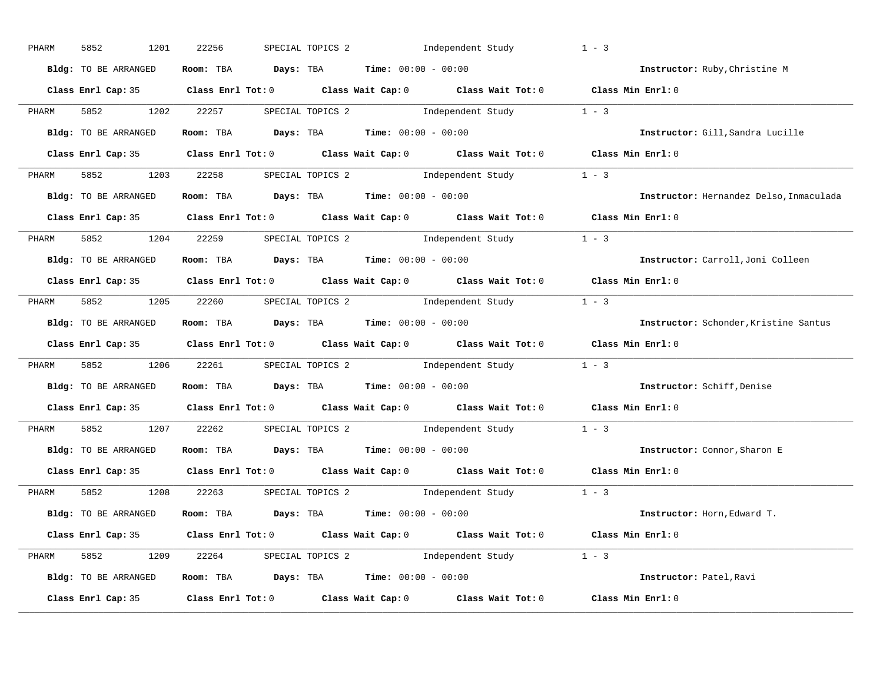PHARM 5852 1201 22256 SPECIAL TOPICS 2 Independent Study 1 - 3

**Bldg:** TO BE ARRANGED **Room:** TBA **Days:** TBA **Time:** 00:00 - 00:00 **Instructor:** Ruby,Christine M

**Class Enrl Cap:** 35 **Class Enrl Tot:** 0 **Class Wait Cap:** 0 **Class Wait Tot:** 0 **Class Min Enrl:** 0

---

PHARM 5852 1202 22257 SPECIAL TOPICS 2 Independent Study 1 - 3

**Bldg:** TO BE ARRANGED **Room:** TBA **Days:** TBA **Time:** 00:00 - 00:00 **Instructor:** Gill,Sandra Lucille

**Class Enrl Cap:** 35 **Class Enrl Tot:** 0 **Class Wait Cap:** 0 **Class Wait Tot:** 0 **Class Min Enrl:** 0

---

PHARM 5852 1203 22258 SPECIAL TOPICS 2 Independent Study 1 - 3

**Bldg:** TO BE ARRANGED **Room:** TBA **Days:** TBA **Time:** 00:00 - 00:00 **Instructor:** Hernandez Delso,Inmaculada

**Class Enrl Cap:** 35 **Class Enrl Tot:** 0 **Class Wait Cap:** 0 **Class Wait Tot:** 0 **Class Min Enrl:** 0

---

PHARM 5852 1204 22259 SPECIAL TOPICS 2 Independent Study 1 - 3

**Bldg:** TO BE ARRANGED **Room:** TBA **Days:** TBA **Time:** 00:00 - 00:00 **Instructor:** Carroll,Joni Colleen

**Class Enrl Cap:** 35 **Class Enrl Tot:** 0 **Class Wait Cap:** 0 **Class Wait Tot:** 0 **Class Min Enrl:** 0

---

PHARM 5852 1205 22260 SPECIAL TOPICS 2 Independent Study 1 - 3

**Bldg:** TO BE ARRANGED **Room:** TBA **Days:** TBA **Time:** 00:00 - 00:00 **Instructor:** Schonder,Kristine Santus

**Class Enrl Cap:** 35 **Class Enrl Tot:** 0 **Class Wait Cap:** 0 **Class Wait Tot:** 0 **Class Min Enrl:** 0

---

PHARM 5852 1206 22261 SPECIAL TOPICS 2 Independent Study 1 - 3

**Bldg:** TO BE ARRANGED **Room:** TBA **Days:** TBA **Time:** 00:00 - 00:00 **Instructor:** Schiff,Denise

**Class Enrl Cap:** 35 **Class Enrl Tot:** 0 **Class Wait Cap:** 0 **Class Wait Tot:** 0 **Class Min Enrl:** 0

---

PHARM 5852 1207 22262 SPECIAL TOPICS 2 Independent Study 1 - 3

**Bldg:** TO BE ARRANGED **Room:** TBA **Days:** TBA **Time:** 00:00 - 00:00 **Instructor:** Connor,Sharon E

**Class Enrl Cap:** 35 **Class Enrl Tot:** 0 **Class Wait Cap:** 0 **Class Wait Tot:** 0 **Class Min Enrl:** 0

---

PHARM 5852 1208 22263 SPECIAL TOPICS 2 Independent Study 1 - 3

**Bldg:** TO BE ARRANGED **Room:** TBA **Days:** TBA **Time:** 00:00 - 00:00 **Instructor:** Horn,Edward T.

**Class Enrl Cap:** 35 **Class Enrl Tot:** 0 **Class Wait Cap:** 0 **Class Wait Tot:** 0 **Class Min Enrl:** 0

---

PHARM 5852 1209 22264 SPECIAL TOPICS 2 Independent Study 1 - 3

**Bldg:** TO BE ARRANGED **Room:** TBA **Days:** TBA **Time:** 00:00 - 00:00 **Instructor:** Patel,Ravi

**Class Enrl Cap:** 35 **Class Enrl Tot:** 0 **Class Wait Cap:** 0 **Class Wait Tot:** 0 **Class Min Enrl:** 0

---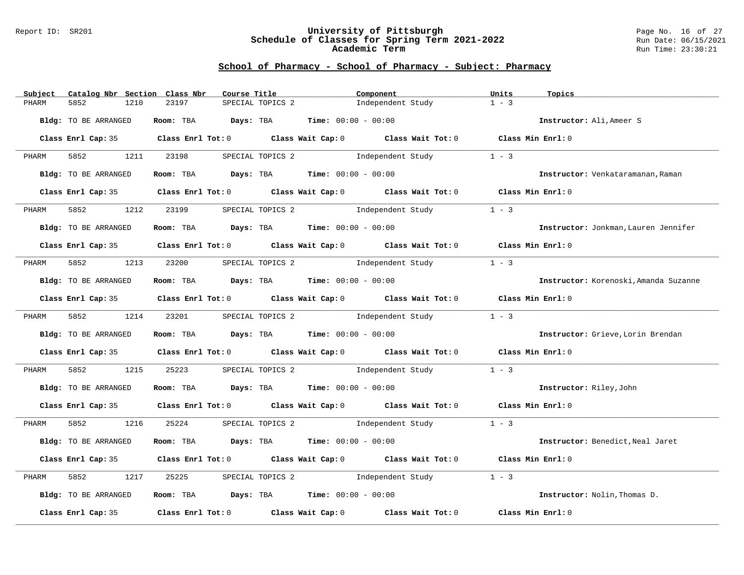## School of Pharmacy - School of Pharmacy - Subject: Pharmacy

| Subject | Catalog Nbr | Section | Class Nbr | Course Title | Component | Units | Topics |
|---|---|---|---|---|---|---|---|
| PHARM | 5852 | 1210 | 23197 | SPECIAL TOPICS 2 | Independent Study | 1 - 3 | |

**Bldg:** TO BE ARRANGED **Room:** TBA **Days:** TBA **Time:** 00:00 - 00:00 **Instructor:** Ali,Ameer S

**Class Enrl Cap:** 35 **Class Enrl Tot:** 0 **Class Wait Cap:** 0 **Class Wait Tot:** 0 **Class Min Enrl:** 0

| Subject | Catalog Nbr | Section | Class Nbr | Course Title | Component | Units | Topics |
|---|---|---|---|---|---|---|---|
| PHARM | 5852 | 1211 | 23198 | SPECIAL TOPICS 2 | Independent Study | 1 - 3 | |

**Bldg:** TO BE ARRANGED **Room:** TBA **Days:** TBA **Time:** 00:00 - 00:00 **Instructor:** Venkataramanan,Raman

**Class Enrl Cap:** 35 **Class Enrl Tot:** 0 **Class Wait Cap:** 0 **Class Wait Tot:** 0 **Class Min Enrl:** 0

| Subject | Catalog Nbr | Section | Class Nbr | Course Title | Component | Units | Topics |
|---|---|---|---|---|---|---|---|
| PHARM | 5852 | 1212 | 23199 | SPECIAL TOPICS 2 | Independent Study | 1 - 3 | |

**Bldg:** TO BE ARRANGED **Room:** TBA **Days:** TBA **Time:** 00:00 - 00:00 **Instructor:** Jonkman,Lauren Jennifer

**Class Enrl Cap:** 35 **Class Enrl Tot:** 0 **Class Wait Cap:** 0 **Class Wait Tot:** 0 **Class Min Enrl:** 0

| Subject | Catalog Nbr | Section | Class Nbr | Course Title | Component | Units | Topics |
|---|---|---|---|---|---|---|---|
| PHARM | 5852 | 1213 | 23200 | SPECIAL TOPICS 2 | Independent Study | 1 - 3 | |

**Bldg:** TO BE ARRANGED **Room:** TBA **Days:** TBA **Time:** 00:00 - 00:00 **Instructor:** Korenoski,Amanda Suzanne

**Class Enrl Cap:** 35 **Class Enrl Tot:** 0 **Class Wait Cap:** 0 **Class Wait Tot:** 0 **Class Min Enrl:** 0

| Subject | Catalog Nbr | Section | Class Nbr | Course Title | Component | Units | Topics |
|---|---|---|---|---|---|---|---|
| PHARM | 5852 | 1214 | 23201 | SPECIAL TOPICS 2 | Independent Study | 1 - 3 | |

**Bldg:** TO BE ARRANGED **Room:** TBA **Days:** TBA **Time:** 00:00 - 00:00 **Instructor:** Grieve,Lorin Brendan

**Class Enrl Cap:** 35 **Class Enrl Tot:** 0 **Class Wait Cap:** 0 **Class Wait Tot:** 0 **Class Min Enrl:** 0

| Subject | Catalog Nbr | Section | Class Nbr | Course Title | Component | Units | Topics |
|---|---|---|---|---|---|---|---|
| PHARM | 5852 | 1215 | 25223 | SPECIAL TOPICS 2 | Independent Study | 1 - 3 | |

**Bldg:** TO BE ARRANGED **Room:** TBA **Days:** TBA **Time:** 00:00 - 00:00 **Instructor:** Riley,John

**Class Enrl Cap:** 35 **Class Enrl Tot:** 0 **Class Wait Cap:** 0 **Class Wait Tot:** 0 **Class Min Enrl:** 0

| Subject | Catalog Nbr | Section | Class Nbr | Course Title | Component | Units | Topics |
|---|---|---|---|---|---|---|---|
| PHARM | 5852 | 1216 | 25224 | SPECIAL TOPICS 2 | Independent Study | 1 - 3 | |

**Bldg:** TO BE ARRANGED **Room:** TBA **Days:** TBA **Time:** 00:00 - 00:00 **Instructor:** Benedict,Neal Jaret

**Class Enrl Cap:** 35 **Class Enrl Tot:** 0 **Class Wait Cap:** 0 **Class Wait Tot:** 0 **Class Min Enrl:** 0

| Subject | Catalog Nbr | Section | Class Nbr | Course Title | Component | Units | Topics |
|---|---|---|---|---|---|---|---|
| PHARM | 5852 | 1217 | 25225 | SPECIAL TOPICS 2 | Independent Study | 1 - 3 | |

**Bldg:** TO BE ARRANGED **Room:** TBA **Days:** TBA **Time:** 00:00 - 00:00 **Instructor:** Nolin,Thomas D.

**Class Enrl Cap:** 35 **Class Enrl Tot:** 0 **Class Wait Cap:** 0 **Class Wait Tot:** 0 **Class Min Enrl:** 0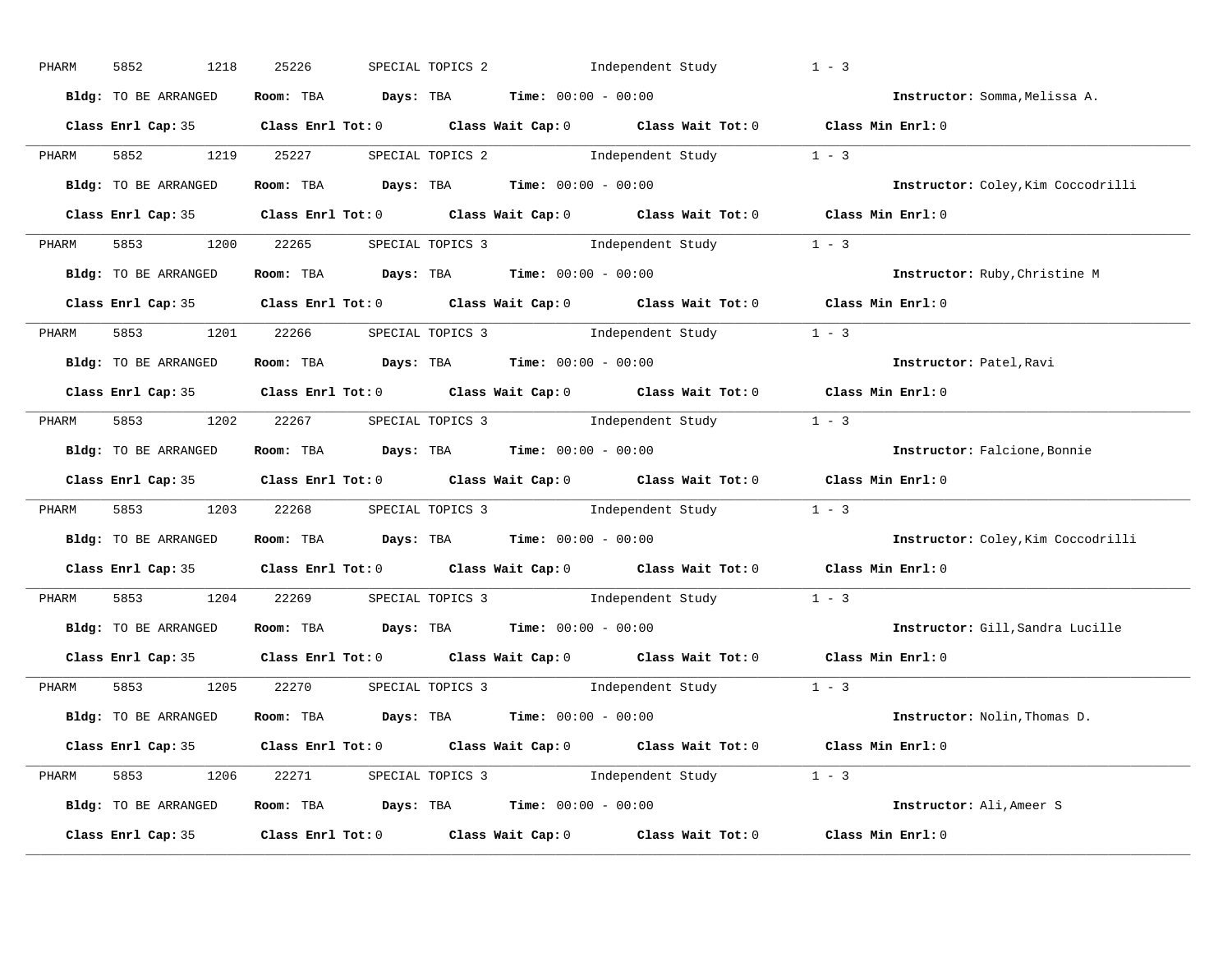PHARM 5852 1218 25226 SPECIAL TOPICS 2 Independent Study 1 - 3

**Bldg:** TO BE ARRANGED **Room:** TBA **Days:** TBA **Time:** 00:00 - 00:00 **Instructor:** Somma,Melissa A.

**Class Enrl Cap:** 35 **Class Enrl Tot:** 0 **Class Wait Cap:** 0 **Class Wait Tot:** 0 **Class Min Enrl:** 0

---

PHARM 5852 1219 25227 SPECIAL TOPICS 2 Independent Study 1 - 3

**Bldg:** TO BE ARRANGED **Room:** TBA **Days:** TBA **Time:** 00:00 - 00:00 **Instructor:** Coley,Kim Coccodrilli

**Class Enrl Cap:** 35 **Class Enrl Tot:** 0 **Class Wait Cap:** 0 **Class Wait Tot:** 0 **Class Min Enrl:** 0

---

PHARM 5853 1200 22265 SPECIAL TOPICS 3 Independent Study 1 - 3

**Bldg:** TO BE ARRANGED **Room:** TBA **Days:** TBA **Time:** 00:00 - 00:00 **Instructor:** Ruby,Christine M

**Class Enrl Cap:** 35 **Class Enrl Tot:** 0 **Class Wait Cap:** 0 **Class Wait Tot:** 0 **Class Min Enrl:** 0

---

PHARM 5853 1201 22266 SPECIAL TOPICS 3 Independent Study 1 - 3

**Bldg:** TO BE ARRANGED **Room:** TBA **Days:** TBA **Time:** 00:00 - 00:00 **Instructor:** Patel,Ravi

**Class Enrl Cap:** 35 **Class Enrl Tot:** 0 **Class Wait Cap:** 0 **Class Wait Tot:** 0 **Class Min Enrl:** 0

---

PHARM 5853 1202 22267 SPECIAL TOPICS 3 Independent Study 1 - 3

**Bldg:** TO BE ARRANGED **Room:** TBA **Days:** TBA **Time:** 00:00 - 00:00 **Instructor:** Falcione,Bonnie

**Class Enrl Cap:** 35 **Class Enrl Tot:** 0 **Class Wait Cap:** 0 **Class Wait Tot:** 0 **Class Min Enrl:** 0

---

PHARM 5853 1203 22268 SPECIAL TOPICS 3 Independent Study 1 - 3

**Bldg:** TO BE ARRANGED **Room:** TBA **Days:** TBA **Time:** 00:00 - 00:00 **Instructor:** Coley,Kim Coccodrilli

**Class Enrl Cap:** 35 **Class Enrl Tot:** 0 **Class Wait Cap:** 0 **Class Wait Tot:** 0 **Class Min Enrl:** 0

---

PHARM 5853 1204 22269 SPECIAL TOPICS 3 Independent Study 1 - 3

**Bldg:** TO BE ARRANGED **Room:** TBA **Days:** TBA **Time:** 00:00 - 00:00 **Instructor:** Gill,Sandra Lucille

**Class Enrl Cap:** 35 **Class Enrl Tot:** 0 **Class Wait Cap:** 0 **Class Wait Tot:** 0 **Class Min Enrl:** 0

---

PHARM 5853 1205 22270 SPECIAL TOPICS 3 Independent Study 1 - 3

**Bldg:** TO BE ARRANGED **Room:** TBA **Days:** TBA **Time:** 00:00 - 00:00 **Instructor:** Nolin,Thomas D.

**Class Enrl Cap:** 35 **Class Enrl Tot:** 0 **Class Wait Cap:** 0 **Class Wait Tot:** 0 **Class Min Enrl:** 0

---

PHARM 5853 1206 22271 SPECIAL TOPICS 3 Independent Study 1 - 3

**Bldg:** TO BE ARRANGED **Room:** TBA **Days:** TBA **Time:** 00:00 - 00:00 **Instructor:** Ali,Ameer S

**Class Enrl Cap:** 35 **Class Enrl Tot:** 0 **Class Wait Cap:** 0 **Class Wait Tot:** 0 **Class Min Enrl:** 0

---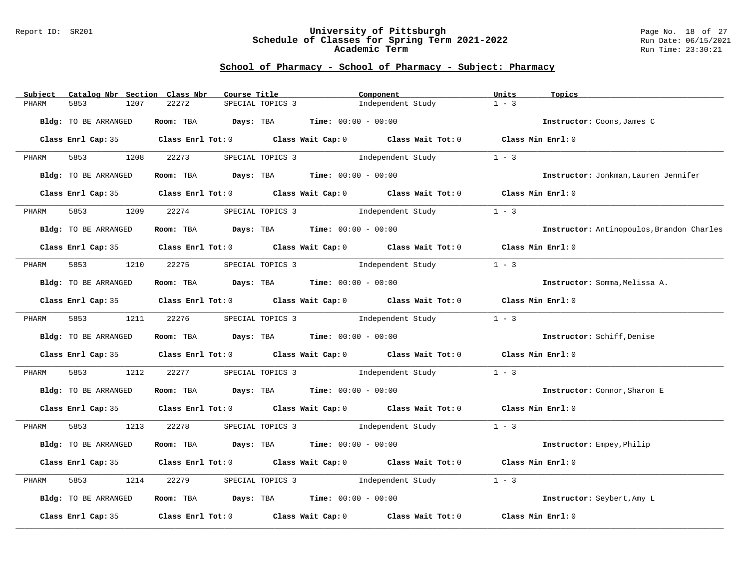## School of Pharmacy - School of Pharmacy - Subject: Pharmacy

| Subject | Catalog Nbr | Section | Class Nbr | Course Title | Component | Units | Topics |
|---|---|---|---|---|---|---|---|
| PHARM | 5853 | 1207 | 22272 | SPECIAL TOPICS 3 | Independent Study | 1 - 3 | |

**Bldg:** TO BE ARRANGED **Room:** TBA **Days:** TBA **Time:** 00:00 - 00:00 **Instructor:** Coons,James C

**Class Enrl Cap:** 35 **Class Enrl Tot:** 0 **Class Wait Cap:** 0 **Class Wait Tot:** 0 **Class Min Enrl:** 0

| Subject | Catalog Nbr | Section | Class Nbr | Course Title | Component | Units | Topics |
|---|---|---|---|---|---|---|---|
| PHARM | 5853 | 1208 | 22273 | SPECIAL TOPICS 3 | Independent Study | 1 - 3 | |

**Bldg:** TO BE ARRANGED **Room:** TBA **Days:** TBA **Time:** 00:00 - 00:00 **Instructor:** Jonkman,Lauren Jennifer

**Class Enrl Cap:** 35 **Class Enrl Tot:** 0 **Class Wait Cap:** 0 **Class Wait Tot:** 0 **Class Min Enrl:** 0

| Subject | Catalog Nbr | Section | Class Nbr | Course Title | Component | Units | Topics |
|---|---|---|---|---|---|---|---|
| PHARM | 5853 | 1209 | 22274 | SPECIAL TOPICS 3 | Independent Study | 1 - 3 | |

**Bldg:** TO BE ARRANGED **Room:** TBA **Days:** TBA **Time:** 00:00 - 00:00 **Instructor:** Antinopoulos,Brandon Charles

**Class Enrl Cap:** 35 **Class Enrl Tot:** 0 **Class Wait Cap:** 0 **Class Wait Tot:** 0 **Class Min Enrl:** 0

| Subject | Catalog Nbr | Section | Class Nbr | Course Title | Component | Units | Topics |
|---|---|---|---|---|---|---|---|
| PHARM | 5853 | 1210 | 22275 | SPECIAL TOPICS 3 | Independent Study | 1 - 3 | |

**Bldg:** TO BE ARRANGED **Room:** TBA **Days:** TBA **Time:** 00:00 - 00:00 **Instructor:** Somma,Melissa A.

**Class Enrl Cap:** 35 **Class Enrl Tot:** 0 **Class Wait Cap:** 0 **Class Wait Tot:** 0 **Class Min Enrl:** 0

| Subject | Catalog Nbr | Section | Class Nbr | Course Title | Component | Units | Topics |
|---|---|---|---|---|---|---|---|
| PHARM | 5853 | 1211 | 22276 | SPECIAL TOPICS 3 | Independent Study | 1 - 3 | |

**Bldg:** TO BE ARRANGED **Room:** TBA **Days:** TBA **Time:** 00:00 - 00:00 **Instructor:** Schiff,Denise

**Class Enrl Cap:** 35 **Class Enrl Tot:** 0 **Class Wait Cap:** 0 **Class Wait Tot:** 0 **Class Min Enrl:** 0

| Subject | Catalog Nbr | Section | Class Nbr | Course Title | Component | Units | Topics |
|---|---|---|---|---|---|---|---|
| PHARM | 5853 | 1212 | 22277 | SPECIAL TOPICS 3 | Independent Study | 1 - 3 | |

**Bldg:** TO BE ARRANGED **Room:** TBA **Days:** TBA **Time:** 00:00 - 00:00 **Instructor:** Connor,Sharon E

**Class Enrl Cap:** 35 **Class Enrl Tot:** 0 **Class Wait Cap:** 0 **Class Wait Tot:** 0 **Class Min Enrl:** 0

| Subject | Catalog Nbr | Section | Class Nbr | Course Title | Component | Units | Topics |
|---|---|---|---|---|---|---|---|
| PHARM | 5853 | 1213 | 22278 | SPECIAL TOPICS 3 | Independent Study | 1 - 3 | |

**Bldg:** TO BE ARRANGED **Room:** TBA **Days:** TBA **Time:** 00:00 - 00:00 **Instructor:** Empey,Philip

**Class Enrl Cap:** 35 **Class Enrl Tot:** 0 **Class Wait Cap:** 0 **Class Wait Tot:** 0 **Class Min Enrl:** 0

| Subject | Catalog Nbr | Section | Class Nbr | Course Title | Component | Units | Topics |
|---|---|---|---|---|---|---|---|
| PHARM | 5853 | 1214 | 22279 | SPECIAL TOPICS 3 | Independent Study | 1 - 3 | |

**Bldg:** TO BE ARRANGED **Room:** TBA **Days:** TBA **Time:** 00:00 - 00:00 **Instructor:** Seybert,Amy L

**Class Enrl Cap:** 35 **Class Enrl Tot:** 0 **Class Wait Cap:** 0 **Class Wait Tot:** 0 **Class Min Enrl:** 0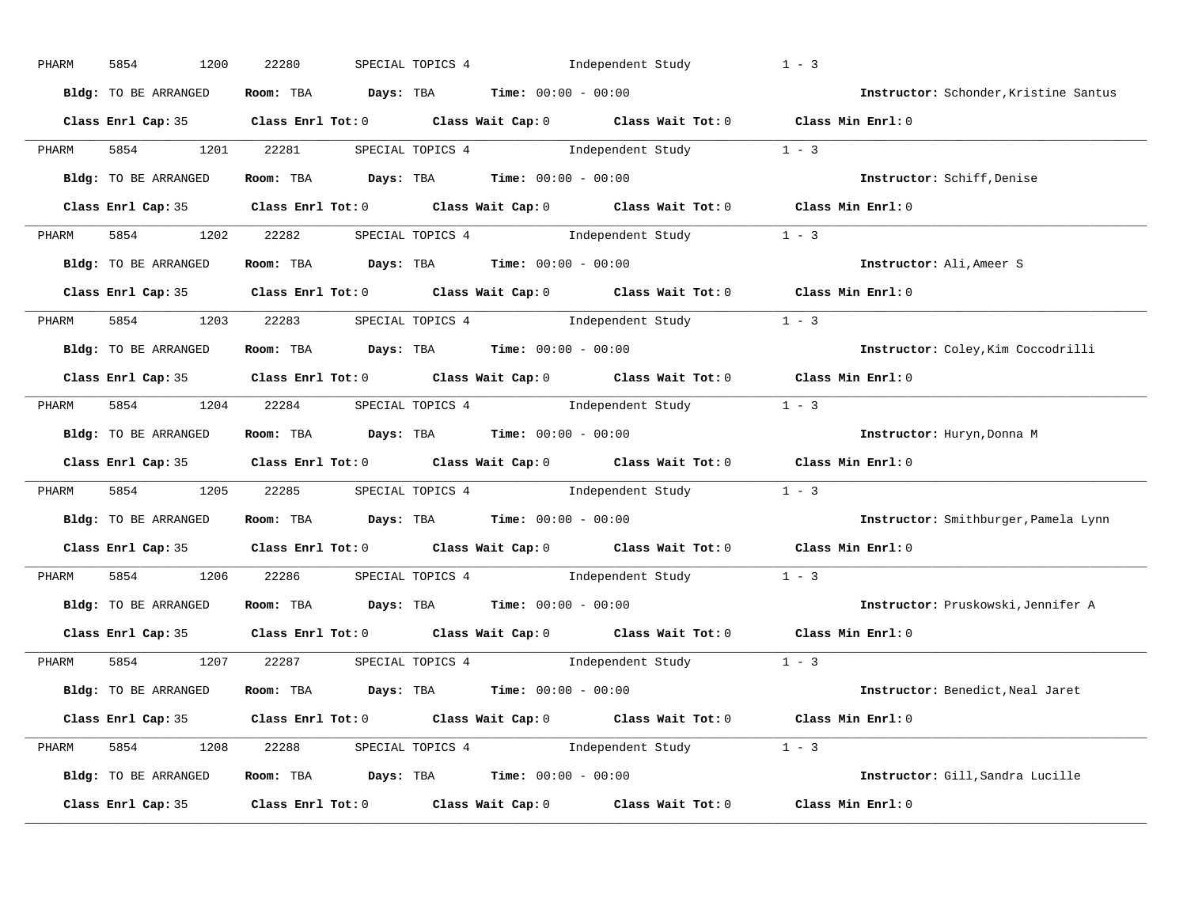PHARM 5854 1200 22280 SPECIAL TOPICS 4 Independent Study 1 - 3

**Bldg:** TO BE ARRANGED **Room:** TBA **Days:** TBA **Time:** 00:00 - 00:00 **Instructor:** Schonder,Kristine Santus

**Class Enrl Cap:** 35 **Class Enrl Tot:** 0 **Class Wait Cap:** 0 **Class Wait Tot:** 0 **Class Min Enrl:** 0

---

PHARM 5854 1201 22281 SPECIAL TOPICS 4 Independent Study 1 - 3

**Bldg:** TO BE ARRANGED **Room:** TBA **Days:** TBA **Time:** 00:00 - 00:00 **Instructor:** Schiff,Denise

**Class Enrl Cap:** 35 **Class Enrl Tot:** 0 **Class Wait Cap:** 0 **Class Wait Tot:** 0 **Class Min Enrl:** 0

---

PHARM 5854 1202 22282 SPECIAL TOPICS 4 Independent Study 1 - 3

**Bldg:** TO BE ARRANGED **Room:** TBA **Days:** TBA **Time:** 00:00 - 00:00 **Instructor:** Ali,Ameer S

**Class Enrl Cap:** 35 **Class Enrl Tot:** 0 **Class Wait Cap:** 0 **Class Wait Tot:** 0 **Class Min Enrl:** 0

---

PHARM 5854 1203 22283 SPECIAL TOPICS 4 Independent Study 1 - 3

**Bldg:** TO BE ARRANGED **Room:** TBA **Days:** TBA **Time:** 00:00 - 00:00 **Instructor:** Coley,Kim Coccodrilli

**Class Enrl Cap:** 35 **Class Enrl Tot:** 0 **Class Wait Cap:** 0 **Class Wait Tot:** 0 **Class Min Enrl:** 0

---

PHARM 5854 1204 22284 SPECIAL TOPICS 4 Independent Study 1 - 3

**Bldg:** TO BE ARRANGED **Room:** TBA **Days:** TBA **Time:** 00:00 - 00:00 **Instructor:** Huryn,Donna M

**Class Enrl Cap:** 35 **Class Enrl Tot:** 0 **Class Wait Cap:** 0 **Class Wait Tot:** 0 **Class Min Enrl:** 0

---

PHARM 5854 1205 22285 SPECIAL TOPICS 4 Independent Study 1 - 3

**Bldg:** TO BE ARRANGED **Room:** TBA **Days:** TBA **Time:** 00:00 - 00:00 **Instructor:** Smithburger,Pamela Lynn

**Class Enrl Cap:** 35 **Class Enrl Tot:** 0 **Class Wait Cap:** 0 **Class Wait Tot:** 0 **Class Min Enrl:** 0

---

PHARM 5854 1206 22286 SPECIAL TOPICS 4 Independent Study 1 - 3

**Bldg:** TO BE ARRANGED **Room:** TBA **Days:** TBA **Time:** 00:00 - 00:00 **Instructor:** Pruskowski,Jennifer A

**Class Enrl Cap:** 35 **Class Enrl Tot:** 0 **Class Wait Cap:** 0 **Class Wait Tot:** 0 **Class Min Enrl:** 0

---

PHARM 5854 1207 22287 SPECIAL TOPICS 4 Independent Study 1 - 3

**Bldg:** TO BE ARRANGED **Room:** TBA **Days:** TBA **Time:** 00:00 - 00:00 **Instructor:** Benedict,Neal Jaret

**Class Enrl Cap:** 35 **Class Enrl Tot:** 0 **Class Wait Cap:** 0 **Class Wait Tot:** 0 **Class Min Enrl:** 0

---

PHARM 5854 1208 22288 SPECIAL TOPICS 4 Independent Study 1 - 3

**Bldg:** TO BE ARRANGED **Room:** TBA **Days:** TBA **Time:** 00:00 - 00:00 **Instructor:** Gill,Sandra Lucille

**Class Enrl Cap:** 35 **Class Enrl Tot:** 0 **Class Wait Cap:** 0 **Class Wait Tot:** 0 **Class Min Enrl:** 0

---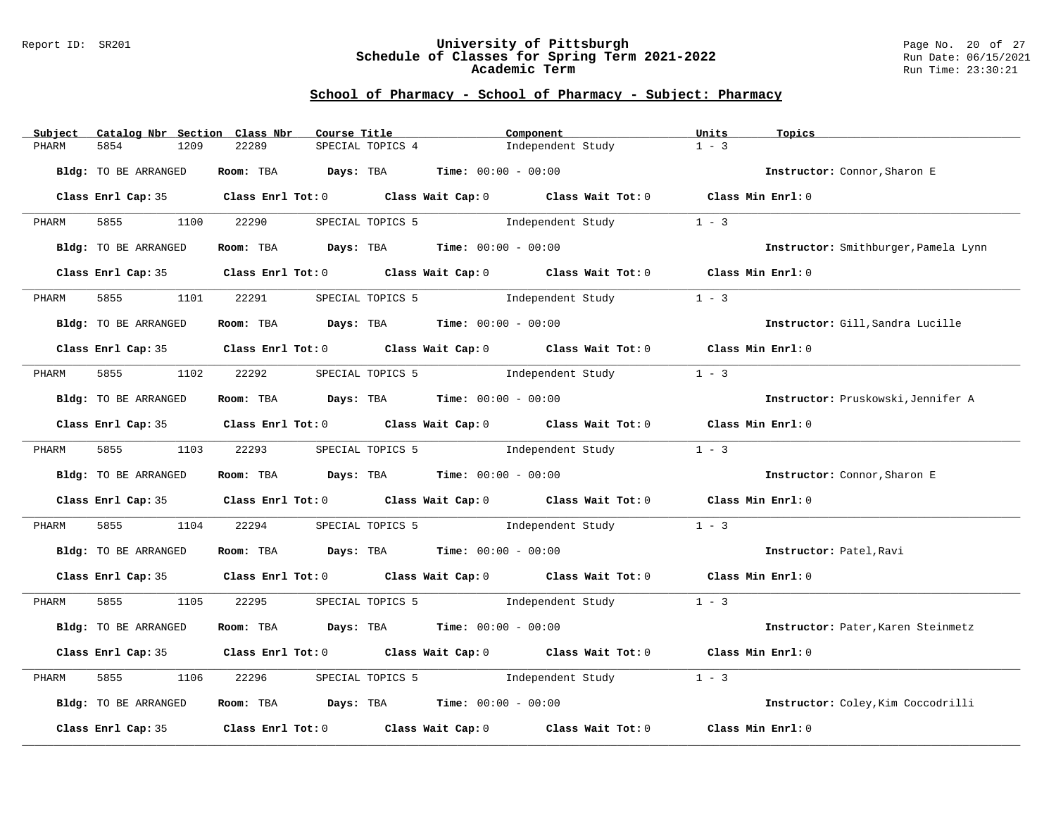## School of Pharmacy - School of Pharmacy - Subject: Pharmacy

| Subject | Catalog Nbr | Section | Class Nbr | Course Title | Component | Units | Topics |
|---|---|---|---|---|---|---|---|
| PHARM | 5854 | 1209 | 22289 | SPECIAL TOPICS 4 | Independent Study | 1 - 3 | |

**Bldg:** TO BE ARRANGED **Room:** TBA **Days:** TBA **Time:** 00:00 - 00:00 **Instructor:** Connor,Sharon E

**Class Enrl Cap:** 35 **Class Enrl Tot:** 0 **Class Wait Cap:** 0 **Class Wait Tot:** 0 **Class Min Enrl:** 0

| Subject | Catalog Nbr | Section | Class Nbr | Course Title | Component | Units | Topics |
|---|---|---|---|---|---|---|---|
| PHARM | 5855 | 1100 | 22290 | SPECIAL TOPICS 5 | Independent Study | 1 - 3 | |

**Bldg:** TO BE ARRANGED **Room:** TBA **Days:** TBA **Time:** 00:00 - 00:00 **Instructor:** Smithburger,Pamela Lynn

**Class Enrl Cap:** 35 **Class Enrl Tot:** 0 **Class Wait Cap:** 0 **Class Wait Tot:** 0 **Class Min Enrl:** 0

| Subject | Catalog Nbr | Section | Class Nbr | Course Title | Component | Units | Topics |
|---|---|---|---|---|---|---|---|
| PHARM | 5855 | 1101 | 22291 | SPECIAL TOPICS 5 | Independent Study | 1 - 3 | |

**Bldg:** TO BE ARRANGED **Room:** TBA **Days:** TBA **Time:** 00:00 - 00:00 **Instructor:** Gill,Sandra Lucille

**Class Enrl Cap:** 35 **Class Enrl Tot:** 0 **Class Wait Cap:** 0 **Class Wait Tot:** 0 **Class Min Enrl:** 0

| Subject | Catalog Nbr | Section | Class Nbr | Course Title | Component | Units | Topics |
|---|---|---|---|---|---|---|---|
| PHARM | 5855 | 1102 | 22292 | SPECIAL TOPICS 5 | Independent Study | 1 - 3 | |

**Bldg:** TO BE ARRANGED **Room:** TBA **Days:** TBA **Time:** 00:00 - 00:00 **Instructor:** Pruskowski,Jennifer A

**Class Enrl Cap:** 35 **Class Enrl Tot:** 0 **Class Wait Cap:** 0 **Class Wait Tot:** 0 **Class Min Enrl:** 0

| Subject | Catalog Nbr | Section | Class Nbr | Course Title | Component | Units | Topics |
|---|---|---|---|---|---|---|---|
| PHARM | 5855 | 1103 | 22293 | SPECIAL TOPICS 5 | Independent Study | 1 - 3 | |

**Bldg:** TO BE ARRANGED **Room:** TBA **Days:** TBA **Time:** 00:00 - 00:00 **Instructor:** Connor,Sharon E

**Class Enrl Cap:** 35 **Class Enrl Tot:** 0 **Class Wait Cap:** 0 **Class Wait Tot:** 0 **Class Min Enrl:** 0

| Subject | Catalog Nbr | Section | Class Nbr | Course Title | Component | Units | Topics |
|---|---|---|---|---|---|---|---|
| PHARM | 5855 | 1104 | 22294 | SPECIAL TOPICS 5 | Independent Study | 1 - 3 | |

**Bldg:** TO BE ARRANGED **Room:** TBA **Days:** TBA **Time:** 00:00 - 00:00 **Instructor:** Patel,Ravi

**Class Enrl Cap:** 35 **Class Enrl Tot:** 0 **Class Wait Cap:** 0 **Class Wait Tot:** 0 **Class Min Enrl:** 0

| Subject | Catalog Nbr | Section | Class Nbr | Course Title | Component | Units | Topics |
|---|---|---|---|---|---|---|---|
| PHARM | 5855 | 1105 | 22295 | SPECIAL TOPICS 5 | Independent Study | 1 - 3 | |

**Bldg:** TO BE ARRANGED **Room:** TBA **Days:** TBA **Time:** 00:00 - 00:00 **Instructor:** Pater,Karen Steinmetz

**Class Enrl Cap:** 35 **Class Enrl Tot:** 0 **Class Wait Cap:** 0 **Class Wait Tot:** 0 **Class Min Enrl:** 0

| Subject | Catalog Nbr | Section | Class Nbr | Course Title | Component | Units | Topics |
|---|---|---|---|---|---|---|---|
| PHARM | 5855 | 1106 | 22296 | SPECIAL TOPICS 5 | Independent Study | 1 - 3 | |

**Bldg:** TO BE ARRANGED **Room:** TBA **Days:** TBA **Time:** 00:00 - 00:00 **Instructor:** Coley,Kim Coccodrilli

**Class Enrl Cap:** 35 **Class Enrl Tot:** 0 **Class Wait Cap:** 0 **Class Wait Tot:** 0 **Class Min Enrl:** 0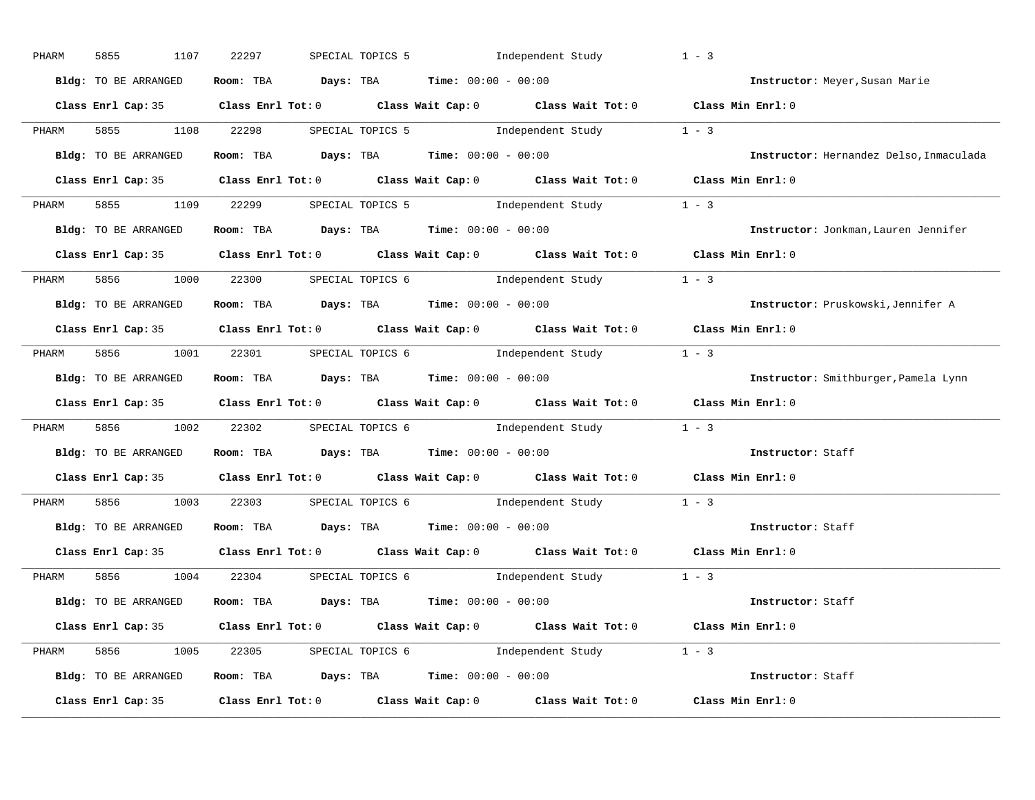PHARM 5855 1107 22297 SPECIAL TOPICS 5 Independent Study 1 - 3

**Bldg:** TO BE ARRANGED **Room:** TBA **Days:** TBA **Time:** 00:00 - 00:00 **Instructor:** Meyer,Susan Marie

**Class Enrl Cap:** 35 **Class Enrl Tot:** 0 **Class Wait Cap:** 0 **Class Wait Tot:** 0 **Class Min Enrl:** 0

---

PHARM 5855 1108 22298 SPECIAL TOPICS 5 Independent Study 1 - 3

**Bldg:** TO BE ARRANGED **Room:** TBA **Days:** TBA **Time:** 00:00 - 00:00 **Instructor:** Hernandez Delso,Inmaculada

**Class Enrl Cap:** 35 **Class Enrl Tot:** 0 **Class Wait Cap:** 0 **Class Wait Tot:** 0 **Class Min Enrl:** 0

---

PHARM 5855 1109 22299 SPECIAL TOPICS 5 Independent Study 1 - 3

**Bldg:** TO BE ARRANGED **Room:** TBA **Days:** TBA **Time:** 00:00 - 00:00 **Instructor:** Jonkman,Lauren Jennifer

**Class Enrl Cap:** 35 **Class Enrl Tot:** 0 **Class Wait Cap:** 0 **Class Wait Tot:** 0 **Class Min Enrl:** 0

---

PHARM 5856 1000 22300 SPECIAL TOPICS 6 Independent Study 1 - 3

**Bldg:** TO BE ARRANGED **Room:** TBA **Days:** TBA **Time:** 00:00 - 00:00 **Instructor:** Pruskowski,Jennifer A

**Class Enrl Cap:** 35 **Class Enrl Tot:** 0 **Class Wait Cap:** 0 **Class Wait Tot:** 0 **Class Min Enrl:** 0

---

PHARM 5856 1001 22301 SPECIAL TOPICS 6 Independent Study 1 - 3

**Bldg:** TO BE ARRANGED **Room:** TBA **Days:** TBA **Time:** 00:00 - 00:00 **Instructor:** Smithburger,Pamela Lynn

**Class Enrl Cap:** 35 **Class Enrl Tot:** 0 **Class Wait Cap:** 0 **Class Wait Tot:** 0 **Class Min Enrl:** 0

---

PHARM 5856 1002 22302 SPECIAL TOPICS 6 Independent Study 1 - 3

**Bldg:** TO BE ARRANGED **Room:** TBA **Days:** TBA **Time:** 00:00 - 00:00 **Instructor:** Staff

**Class Enrl Cap:** 35 **Class Enrl Tot:** 0 **Class Wait Cap:** 0 **Class Wait Tot:** 0 **Class Min Enrl:** 0

---

PHARM 5856 1003 22303 SPECIAL TOPICS 6 Independent Study 1 - 3

**Bldg:** TO BE ARRANGED **Room:** TBA **Days:** TBA **Time:** 00:00 - 00:00 **Instructor:** Staff

**Class Enrl Cap:** 35 **Class Enrl Tot:** 0 **Class Wait Cap:** 0 **Class Wait Tot:** 0 **Class Min Enrl:** 0

---

PHARM 5856 1004 22304 SPECIAL TOPICS 6 Independent Study 1 - 3

**Bldg:** TO BE ARRANGED **Room:** TBA **Days:** TBA **Time:** 00:00 - 00:00 **Instructor:** Staff

**Class Enrl Cap:** 35 **Class Enrl Tot:** 0 **Class Wait Cap:** 0 **Class Wait Tot:** 0 **Class Min Enrl:** 0

---

PHARM 5856 1005 22305 SPECIAL TOPICS 6 Independent Study 1 - 3

**Bldg:** TO BE ARRANGED **Room:** TBA **Days:** TBA **Time:** 00:00 - 00:00 **Instructor:** Staff

**Class Enrl Cap:** 35 **Class Enrl Tot:** 0 **Class Wait Cap:** 0 **Class Wait Tot:** 0 **Class Min Enrl:** 0

---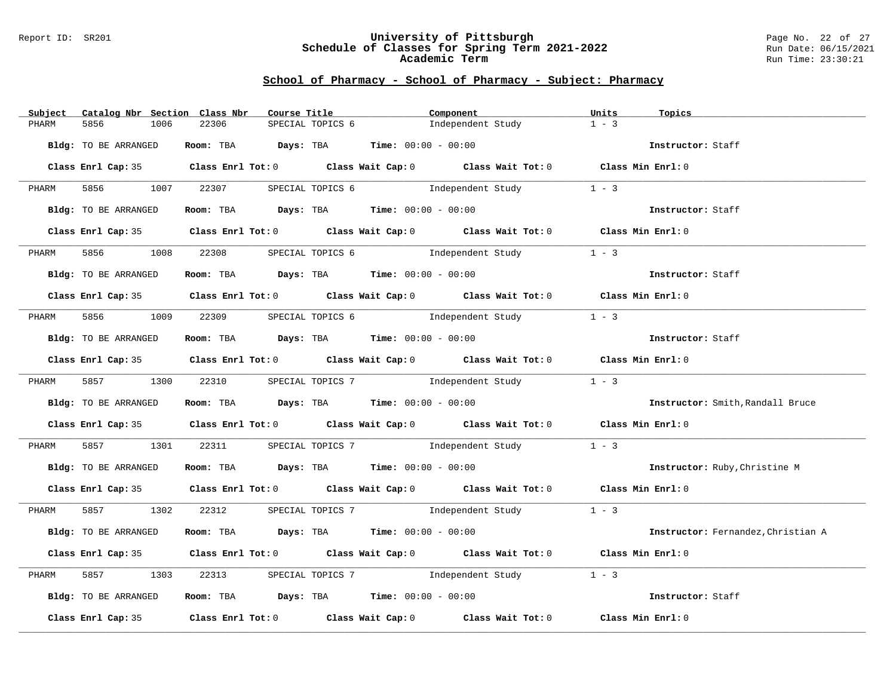## School of Pharmacy - School of Pharmacy - Subject: Pharmacy

| Subject | Catalog Nbr | Section | Class Nbr | Course Title | Component | Units | Topics |
|---|---|---|---|---|---|---|---|
| PHARM | 5856 | 1006 | 22306 | SPECIAL TOPICS 6 | Independent Study | 1 - 3 | |

**Bldg:** TO BE ARRANGED **Room:** TBA **Days:** TBA **Time:** 00:00 - 00:00 **Instructor:** Staff

**Class Enrl Cap:** 35 **Class Enrl Tot:** 0 **Class Wait Cap:** 0 **Class Wait Tot:** 0 **Class Min Enrl:** 0

---

| Subject | Catalog Nbr | Section | Class Nbr | Course Title | Component | Units | Topics |
|---|---|---|---|---|---|---|---|
| PHARM | 5856 | 1007 | 22307 | SPECIAL TOPICS 6 | Independent Study | 1 - 3 | |

**Bldg:** TO BE ARRANGED **Room:** TBA **Days:** TBA **Time:** 00:00 - 00:00 **Instructor:** Staff

**Class Enrl Cap:** 35 **Class Enrl Tot:** 0 **Class Wait Cap:** 0 **Class Wait Tot:** 0 **Class Min Enrl:** 0

---

| Subject | Catalog Nbr | Section | Class Nbr | Course Title | Component | Units | Topics |
|---|---|---|---|---|---|---|---|
| PHARM | 5856 | 1008 | 22308 | SPECIAL TOPICS 6 | Independent Study | 1 - 3 | |

**Bldg:** TO BE ARRANGED **Room:** TBA **Days:** TBA **Time:** 00:00 - 00:00 **Instructor:** Staff

**Class Enrl Cap:** 35 **Class Enrl Tot:** 0 **Class Wait Cap:** 0 **Class Wait Tot:** 0 **Class Min Enrl:** 0

---

| Subject | Catalog Nbr | Section | Class Nbr | Course Title | Component | Units | Topics |
|---|---|---|---|---|---|---|---|
| PHARM | 5856 | 1009 | 22309 | SPECIAL TOPICS 6 | Independent Study | 1 - 3 | |

**Bldg:** TO BE ARRANGED **Room:** TBA **Days:** TBA **Time:** 00:00 - 00:00 **Instructor:** Staff

**Class Enrl Cap:** 35 **Class Enrl Tot:** 0 **Class Wait Cap:** 0 **Class Wait Tot:** 0 **Class Min Enrl:** 0

---

| Subject | Catalog Nbr | Section | Class Nbr | Course Title | Component | Units | Topics |
|---|---|---|---|---|---|---|---|
| PHARM | 5857 | 1300 | 22310 | SPECIAL TOPICS 7 | Independent Study | 1 - 3 | |

**Bldg:** TO BE ARRANGED **Room:** TBA **Days:** TBA **Time:** 00:00 - 00:00 **Instructor:** Smith,Randall Bruce

**Class Enrl Cap:** 35 **Class Enrl Tot:** 0 **Class Wait Cap:** 0 **Class Wait Tot:** 0 **Class Min Enrl:** 0

---

| Subject | Catalog Nbr | Section | Class Nbr | Course Title | Component | Units | Topics |
|---|---|---|---|---|---|---|---|
| PHARM | 5857 | 1301 | 22311 | SPECIAL TOPICS 7 | Independent Study | 1 - 3 | |

**Bldg:** TO BE ARRANGED **Room:** TBA **Days:** TBA **Time:** 00:00 - 00:00 **Instructor:** Ruby,Christine M

**Class Enrl Cap:** 35 **Class Enrl Tot:** 0 **Class Wait Cap:** 0 **Class Wait Tot:** 0 **Class Min Enrl:** 0

---

| Subject | Catalog Nbr | Section | Class Nbr | Course Title | Component | Units | Topics |
|---|---|---|---|---|---|---|---|
| PHARM | 5857 | 1302 | 22312 | SPECIAL TOPICS 7 | Independent Study | 1 - 3 | |

**Bldg:** TO BE ARRANGED **Room:** TBA **Days:** TBA **Time:** 00:00 - 00:00 **Instructor:** Fernandez,Christian A

**Class Enrl Cap:** 35 **Class Enrl Tot:** 0 **Class Wait Cap:** 0 **Class Wait Tot:** 0 **Class Min Enrl:** 0

---

| Subject | Catalog Nbr | Section | Class Nbr | Course Title | Component | Units | Topics |
|---|---|---|---|---|---|---|---|
| PHARM | 5857 | 1303 | 22313 | SPECIAL TOPICS 7 | Independent Study | 1 - 3 | |

**Bldg:** TO BE ARRANGED **Room:** TBA **Days:** TBA **Time:** 00:00 - 00:00 **Instructor:** Staff

**Class Enrl Cap:** 35 **Class Enrl Tot:** 0 **Class Wait Cap:** 0 **Class Wait Tot:** 0 **Class Min Enrl:** 0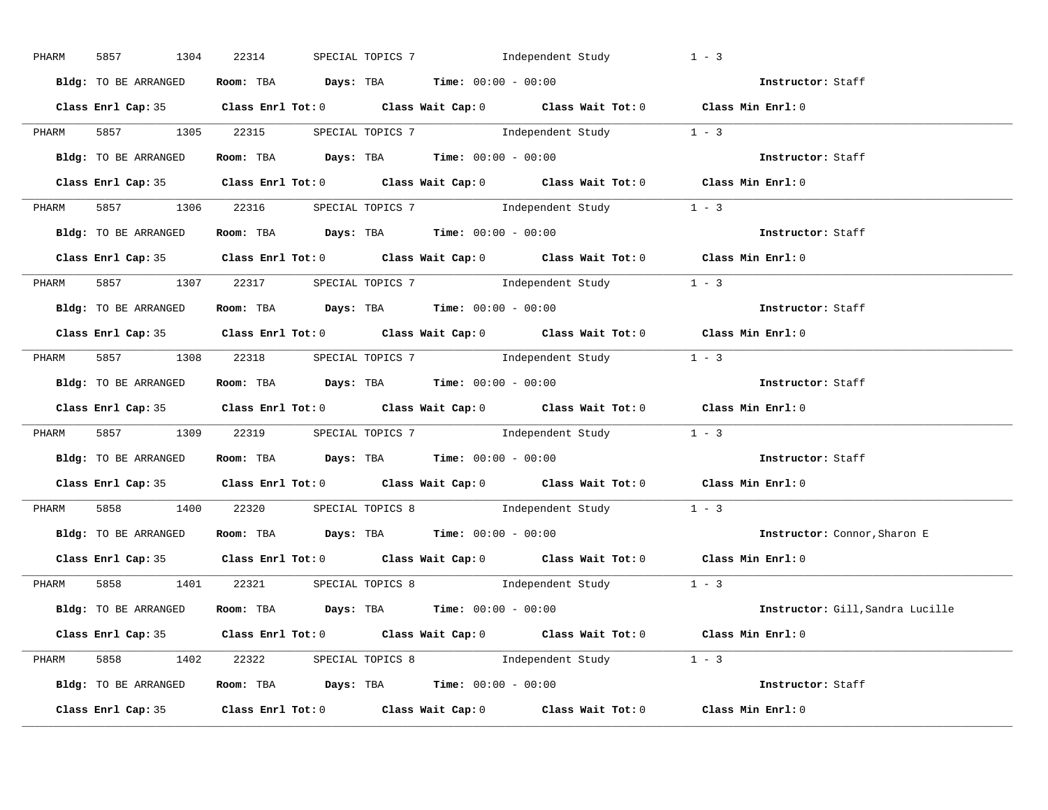PHARM 5857 1304 22314 SPECIAL TOPICS 7 Independent Study 1 - 3

**Bldg:** TO BE ARRANGED **Room:** TBA **Days:** TBA **Time:** 00:00 - 00:00 **Instructor:** Staff

**Class Enrl Cap:** 35 **Class Enrl Tot:** 0 **Class Wait Cap:** 0 **Class Wait Tot:** 0 **Class Min Enrl:** 0

---

PHARM 5857 1305 22315 SPECIAL TOPICS 7 Independent Study 1 - 3

**Bldg:** TO BE ARRANGED **Room:** TBA **Days:** TBA **Time:** 00:00 - 00:00 **Instructor:** Staff

**Class Enrl Cap:** 35 **Class Enrl Tot:** 0 **Class Wait Cap:** 0 **Class Wait Tot:** 0 **Class Min Enrl:** 0

---

PHARM 5857 1306 22316 SPECIAL TOPICS 7 Independent Study 1 - 3

**Bldg:** TO BE ARRANGED **Room:** TBA **Days:** TBA **Time:** 00:00 - 00:00 **Instructor:** Staff

**Class Enrl Cap:** 35 **Class Enrl Tot:** 0 **Class Wait Cap:** 0 **Class Wait Tot:** 0 **Class Min Enrl:** 0

---

PHARM 5857 1307 22317 SPECIAL TOPICS 7 Independent Study 1 - 3

**Bldg:** TO BE ARRANGED **Room:** TBA **Days:** TBA **Time:** 00:00 - 00:00 **Instructor:** Staff

**Class Enrl Cap:** 35 **Class Enrl Tot:** 0 **Class Wait Cap:** 0 **Class Wait Tot:** 0 **Class Min Enrl:** 0

---

PHARM 5857 1308 22318 SPECIAL TOPICS 7 Independent Study 1 - 3

**Bldg:** TO BE ARRANGED **Room:** TBA **Days:** TBA **Time:** 00:00 - 00:00 **Instructor:** Staff

**Class Enrl Cap:** 35 **Class Enrl Tot:** 0 **Class Wait Cap:** 0 **Class Wait Tot:** 0 **Class Min Enrl:** 0

---

PHARM 5857 1309 22319 SPECIAL TOPICS 7 Independent Study 1 - 3

**Bldg:** TO BE ARRANGED **Room:** TBA **Days:** TBA **Time:** 00:00 - 00:00 **Instructor:** Staff

**Class Enrl Cap:** 35 **Class Enrl Tot:** 0 **Class Wait Cap:** 0 **Class Wait Tot:** 0 **Class Min Enrl:** 0

---

PHARM 5858 1400 22320 SPECIAL TOPICS 8 Independent Study 1 - 3

**Bldg:** TO BE ARRANGED **Room:** TBA **Days:** TBA **Time:** 00:00 - 00:00 **Instructor:** Connor,Sharon E

**Class Enrl Cap:** 35 **Class Enrl Tot:** 0 **Class Wait Cap:** 0 **Class Wait Tot:** 0 **Class Min Enrl:** 0

---

PHARM 5858 1401 22321 SPECIAL TOPICS 8 Independent Study 1 - 3

**Bldg:** TO BE ARRANGED **Room:** TBA **Days:** TBA **Time:** 00:00 - 00:00 **Instructor:** Gill,Sandra Lucille

**Class Enrl Cap:** 35 **Class Enrl Tot:** 0 **Class Wait Cap:** 0 **Class Wait Tot:** 0 **Class Min Enrl:** 0

---

PHARM 5858 1402 22322 SPECIAL TOPICS 8 Independent Study 1 - 3

**Bldg:** TO BE ARRANGED **Room:** TBA **Days:** TBA **Time:** 00:00 - 00:00 **Instructor:** Staff

**Class Enrl Cap:** 35 **Class Enrl Tot:** 0 **Class Wait Cap:** 0 **Class Wait Tot:** 0 **Class Min Enrl:** 0

---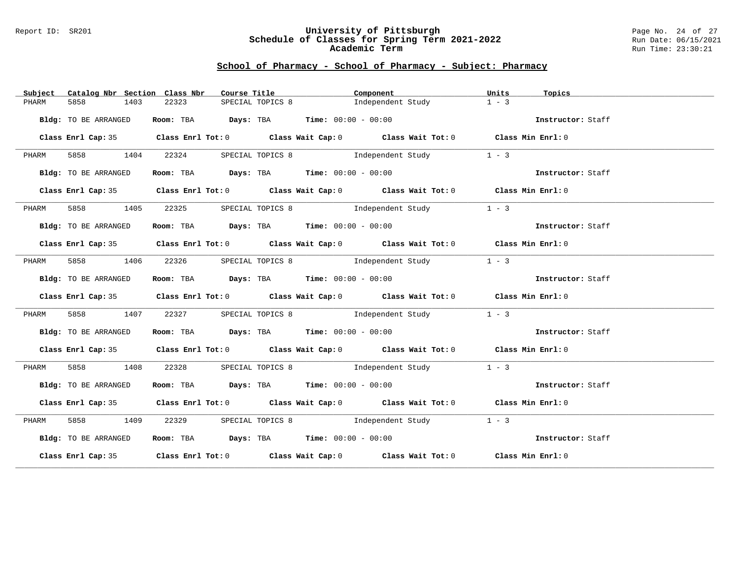## School of Pharmacy - School of Pharmacy - Subject: Pharmacy

| Subject | Catalog Nbr | Section | Class Nbr | Course Title | Component | Units | Topics |
|---|---|---|---|---|---|---|---|
| PHARM | 5858 | 1403 | 22323 | SPECIAL TOPICS 8 | Independent Study | 1 - 3 | |

**Bldg:** TO BE ARRANGED **Room:** TBA **Days:** TBA **Time:** 00:00 - 00:00 **Instructor:** Staff

**Class Enrl Cap:** 35 **Class Enrl Tot:** 0 **Class Wait Cap:** 0 **Class Wait Tot:** 0 **Class Min Enrl:** 0

---

| Subject | Catalog Nbr | Section | Class Nbr | Course Title | Component | Units | Topics |
|---|---|---|---|---|---|---|---|
| PHARM | 5858 | 1404 | 22324 | SPECIAL TOPICS 8 | Independent Study | 1 - 3 | |

**Bldg:** TO BE ARRANGED **Room:** TBA **Days:** TBA **Time:** 00:00 - 00:00 **Instructor:** Staff

**Class Enrl Cap:** 35 **Class Enrl Tot:** 0 **Class Wait Cap:** 0 **Class Wait Tot:** 0 **Class Min Enrl:** 0

---

| Subject | Catalog Nbr | Section | Class Nbr | Course Title | Component | Units | Topics |
|---|---|---|---|---|---|---|---|
| PHARM | 5858 | 1405 | 22325 | SPECIAL TOPICS 8 | Independent Study | 1 - 3 | |

**Bldg:** TO BE ARRANGED **Room:** TBA **Days:** TBA **Time:** 00:00 - 00:00 **Instructor:** Staff

**Class Enrl Cap:** 35 **Class Enrl Tot:** 0 **Class Wait Cap:** 0 **Class Wait Tot:** 0 **Class Min Enrl:** 0

---

| Subject | Catalog Nbr | Section | Class Nbr | Course Title | Component | Units | Topics |
|---|---|---|---|---|---|---|---|
| PHARM | 5858 | 1406 | 22326 | SPECIAL TOPICS 8 | Independent Study | 1 - 3 | |

**Bldg:** TO BE ARRANGED **Room:** TBA **Days:** TBA **Time:** 00:00 - 00:00 **Instructor:** Staff

**Class Enrl Cap:** 35 **Class Enrl Tot:** 0 **Class Wait Cap:** 0 **Class Wait Tot:** 0 **Class Min Enrl:** 0

---

| Subject | Catalog Nbr | Section | Class Nbr | Course Title | Component | Units | Topics |
|---|---|---|---|---|---|---|---|
| PHARM | 5858 | 1407 | 22327 | SPECIAL TOPICS 8 | Independent Study | 1 - 3 | |

**Bldg:** TO BE ARRANGED **Room:** TBA **Days:** TBA **Time:** 00:00 - 00:00 **Instructor:** Staff

**Class Enrl Cap:** 35 **Class Enrl Tot:** 0 **Class Wait Cap:** 0 **Class Wait Tot:** 0 **Class Min Enrl:** 0

---

| Subject | Catalog Nbr | Section | Class Nbr | Course Title | Component | Units | Topics |
|---|---|---|---|---|---|---|---|
| PHARM | 5858 | 1408 | 22328 | SPECIAL TOPICS 8 | Independent Study | 1 - 3 | |

**Bldg:** TO BE ARRANGED **Room:** TBA **Days:** TBA **Time:** 00:00 - 00:00 **Instructor:** Staff

**Class Enrl Cap:** 35 **Class Enrl Tot:** 0 **Class Wait Cap:** 0 **Class Wait Tot:** 0 **Class Min Enrl:** 0

---

| Subject | Catalog Nbr | Section | Class Nbr | Course Title | Component | Units | Topics |
|---|---|---|---|---|---|---|---|
| PHARM | 5858 | 1409 | 22329 | SPECIAL TOPICS 8 | Independent Study | 1 - 3 | |

**Bldg:** TO BE ARRANGED **Room:** TBA **Days:** TBA **Time:** 00:00 - 00:00 **Instructor:** Staff

**Class Enrl Cap:** 35 **Class Enrl Tot:** 0 **Class Wait Cap:** 0 **Class Wait Tot:** 0 **Class Min Enrl:** 0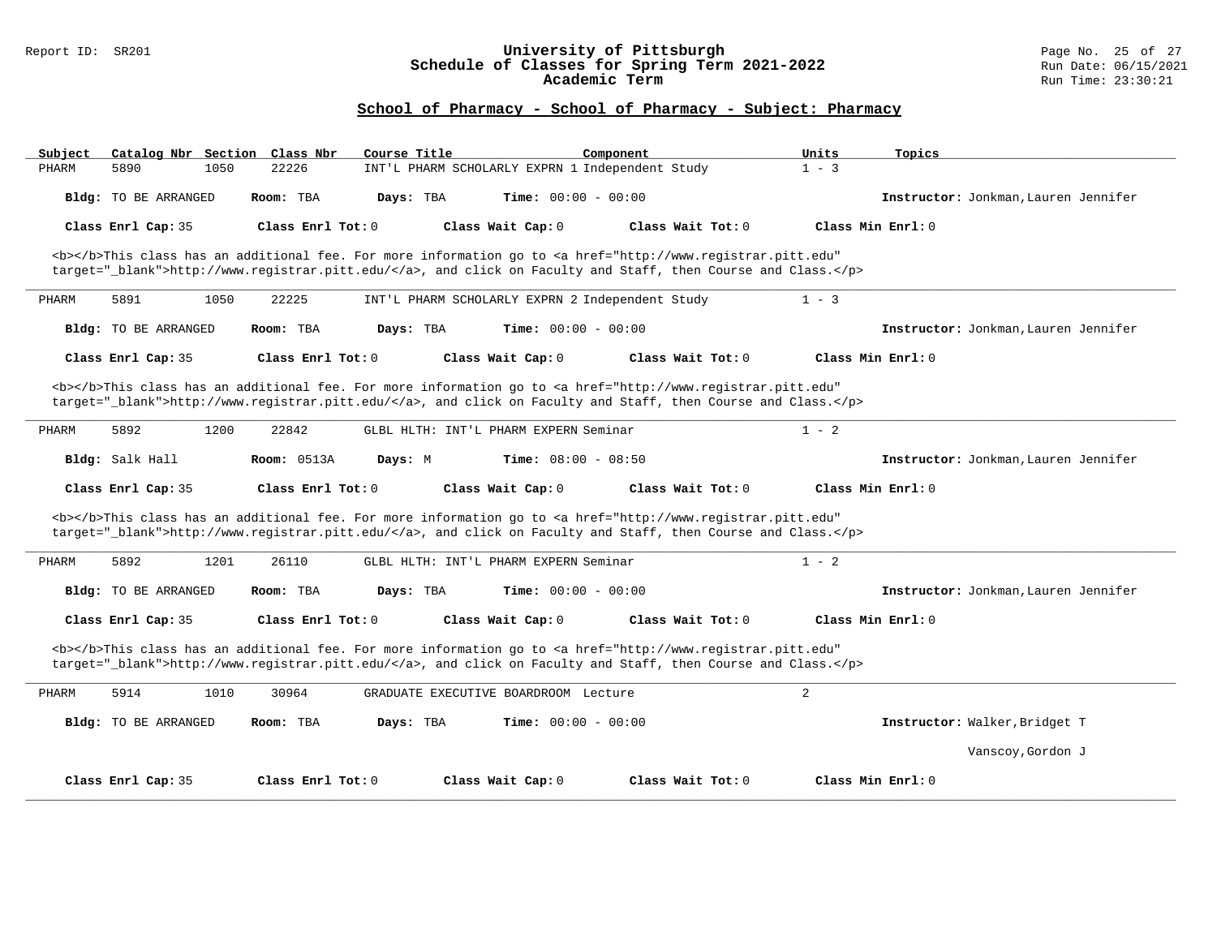## School of Pharmacy - School of Pharmacy - Subject: Pharmacy

| Subject | Catalog Nbr | Section | Class Nbr | Course Title | Component | Units | Topics |
|---|---|---|---|---|---|---|---|
| PHARM | 5890 | 1050 | 22226 | INT'L PHARM SCHOLARLY EXPRN 1 | Independent Study | 1 - 3 | |

**Bldg:** TO BE ARRANGED **Room:** TBA **Days:** TBA **Time:** 00:00 - 00:00 **Instructor:** Jonkman,Lauren Jennifer

**Class Enrl Cap:** 35 **Class Enrl Tot:** 0 **Class Wait Cap:** 0 **Class Wait Tot:** 0 **Class Min Enrl:** 0

<b></b>This class has an additional fee. For more information go to <a href="http://www.registrar.pitt.edu" target="_blank">http://www.registrar.pitt.edu/</a>, and click on Faculty and Staff, then Course and Class.</p>

---

| Subject | Catalog Nbr | Section | Class Nbr | Course Title | Component | Units | Topics |
|---|---|---|---|---|---|---|---|
| PHARM | 5891 | 1050 | 22225 | INT'L PHARM SCHOLARLY EXPRN 2 | Independent Study | 1 - 3 | |

**Bldg:** TO BE ARRANGED **Room:** TBA **Days:** TBA **Time:** 00:00 - 00:00 **Instructor:** Jonkman,Lauren Jennifer

**Class Enrl Cap:** 35 **Class Enrl Tot:** 0 **Class Wait Cap:** 0 **Class Wait Tot:** 0 **Class Min Enrl:** 0

<b></b>This class has an additional fee. For more information go to <a href="http://www.registrar.pitt.edu" target="_blank">http://www.registrar.pitt.edu/</a>, and click on Faculty and Staff, then Course and Class.</p>

---

| Subject | Catalog Nbr | Section | Class Nbr | Course Title | Component | Units | Topics |
|---|---|---|---|---|---|---|---|
| PHARM | 5892 | 1200 | 22842 | GLBL HLTH: INT'L PHARM EXPERN | Seminar | 1 - 2 | |

**Bldg:** Salk Hall **Room:** 0513A **Days:** M **Time:** 08:00 - 08:50 **Instructor:** Jonkman,Lauren Jennifer

**Class Enrl Cap:** 35 **Class Enrl Tot:** 0 **Class Wait Cap:** 0 **Class Wait Tot:** 0 **Class Min Enrl:** 0

<b></b>This class has an additional fee. For more information go to <a href="http://www.registrar.pitt.edu" target="_blank">http://www.registrar.pitt.edu/</a>, and click on Faculty and Staff, then Course and Class.</p>

---

| Subject | Catalog Nbr | Section | Class Nbr | Course Title | Component | Units | Topics |
|---|---|---|---|---|---|---|---|
| PHARM | 5892 | 1201 | 26110 | GLBL HLTH: INT'L PHARM EXPERN | Seminar | 1 - 2 | |

**Bldg:** TO BE ARRANGED **Room:** TBA **Days:** TBA **Time:** 00:00 - 00:00 **Instructor:** Jonkman,Lauren Jennifer

**Class Enrl Cap:** 35 **Class Enrl Tot:** 0 **Class Wait Cap:** 0 **Class Wait Tot:** 0 **Class Min Enrl:** 0

<b></b>This class has an additional fee. For more information go to <a href="http://www.registrar.pitt.edu" target="_blank">http://www.registrar.pitt.edu/</a>, and click on Faculty and Staff, then Course and Class.</p>

---

| Subject | Catalog Nbr | Section | Class Nbr | Course Title | Component | Units | Topics |
|---|---|---|---|---|---|---|---|
| PHARM | 5914 | 1010 | 30964 | GRADUATE EXECUTIVE BOARDROOM | Lecture | 2 | |

**Bldg:** TO BE ARRANGED **Room:** TBA **Days:** TBA **Time:** 00:00 - 00:00 **Instructor:** Walker,Bridget T; Vanscoy,Gordon J

**Class Enrl Cap:** 35 **Class Enrl Tot:** 0 **Class Wait Cap:** 0 **Class Wait Tot:** 0 **Class Min Enrl:** 0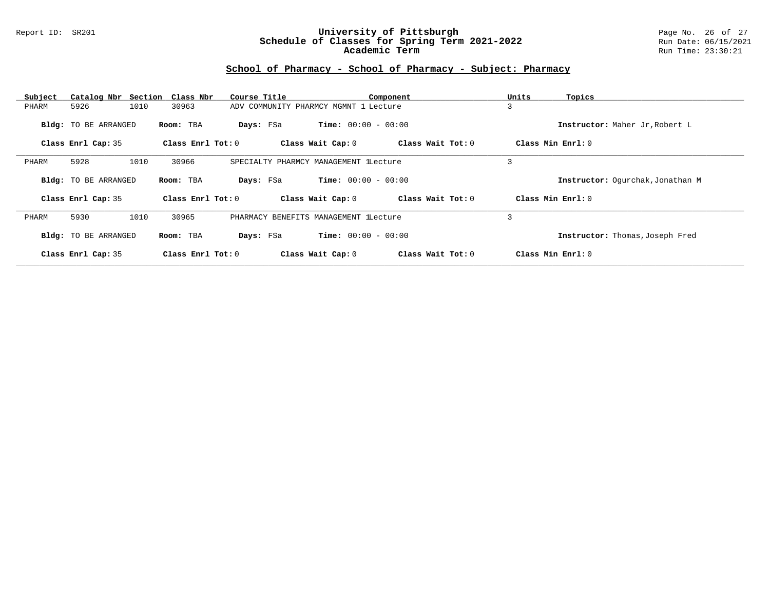# University of Pittsburgh
## Schedule of Classes for Spring Term 2021-2022
### Academic Term

Report ID: SR201

Run Date: 06/15/2021
Run Time: 23:30:21

## School of Pharmacy - School of Pharmacy - Subject: Pharmacy

| Subject | Catalog Nbr | Section | Class Nbr | Course Title | Component | Units | Topics |
|---|---|---|---|---|---|---|---|
| PHARM | 5926 | 1010 | 30963 | ADV COMMUNITY PHARMCY MGMNT 1 | Lecture | 3 | |

**Bldg:** TO BE ARRANGED **Room:** TBA **Days:** FSa **Time:** 00:00 - 00:00 **Instructor:** Maher Jr,Robert L

**Class Enrl Cap:** 35 **Class Enrl Tot:** 0 **Class Wait Cap:** 0 **Class Wait Tot:** 0 **Class Min Enrl:** 0

---

| Subject | Catalog Nbr | Section | Class Nbr | Course Title | Component | Units | Topics |
|---|---|---|---|---|---|---|---|
| PHARM | 5928 | 1010 | 30966 | SPECIALTY PHARMCY MANAGEMENT 1 | Lecture | 3 | |

**Bldg:** TO BE ARRANGED **Room:** TBA **Days:** FSa **Time:** 00:00 - 00:00 **Instructor:** Ogurchak,Jonathan M

**Class Enrl Cap:** 35 **Class Enrl Tot:** 0 **Class Wait Cap:** 0 **Class Wait Tot:** 0 **Class Min Enrl:** 0

---

| Subject | Catalog Nbr | Section | Class Nbr | Course Title | Component | Units | Topics |
|---|---|---|---|---|---|---|---|
| PHARM | 5930 | 1010 | 30965 | PHARMACY BENEFITS MANAGEMENT 1 | Lecture | 3 | |

**Bldg:** TO BE ARRANGED **Room:** TBA **Days:** FSa **Time:** 00:00 - 00:00 **Instructor:** Thomas,Joseph Fred

**Class Enrl Cap:** 35 **Class Enrl Tot:** 0 **Class Wait Cap:** 0 **Class Wait Tot:** 0 **Class Min Enrl:** 0

---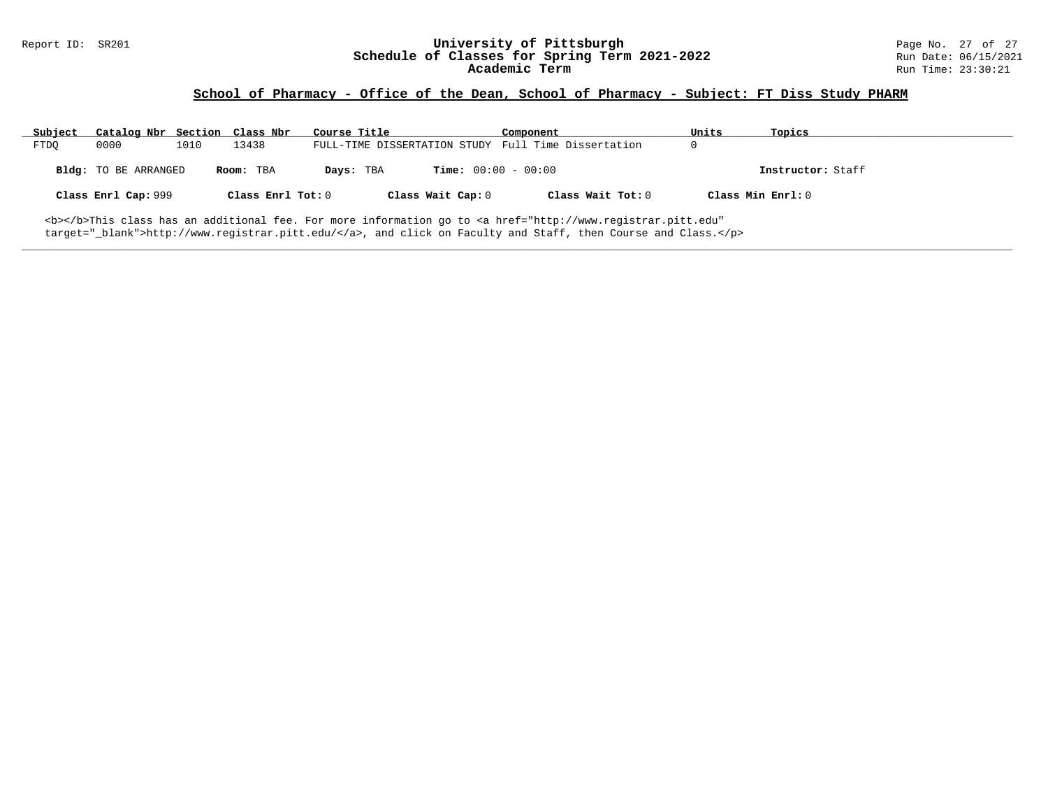Report ID: SR201

# University of Pittsburgh
## Schedule of Classes for Spring Term 2021-2022
### Academic Term

Run Date: 06/15/2021
Run Time: 23:30:21

## School of Pharmacy - Office of the Dean, School of Pharmacy - Subject: FT Diss Study PHARM

| Subject | Catalog Nbr | Section | Class Nbr | Course Title | Component | Units | Topics |
|---|---|---|---|---|---|---|---|
| FTDQ | 0000 | 1010 | 13438 | FULL-TIME DISSERTATION STUDY | Full Time Dissertation | 0 | |

**Bldg:** TO BE ARRANGED **Room:** TBA **Days:** TBA **Time:** 00:00 - 00:00 **Instructor:** Staff

**Class Enrl Cap:** 999 **Class Enrl Tot:** 0 **Class Wait Cap:** 0 **Class Wait Tot:** 0 **Class Min Enrl:** 0

<b></b>This class has an additional fee. For more information go to <a href="http://www.registrar.pitt.edu" target="_blank">http://www.registrar.pitt.edu/</a>, and click on Faculty and Staff, then Course and Class.</p>